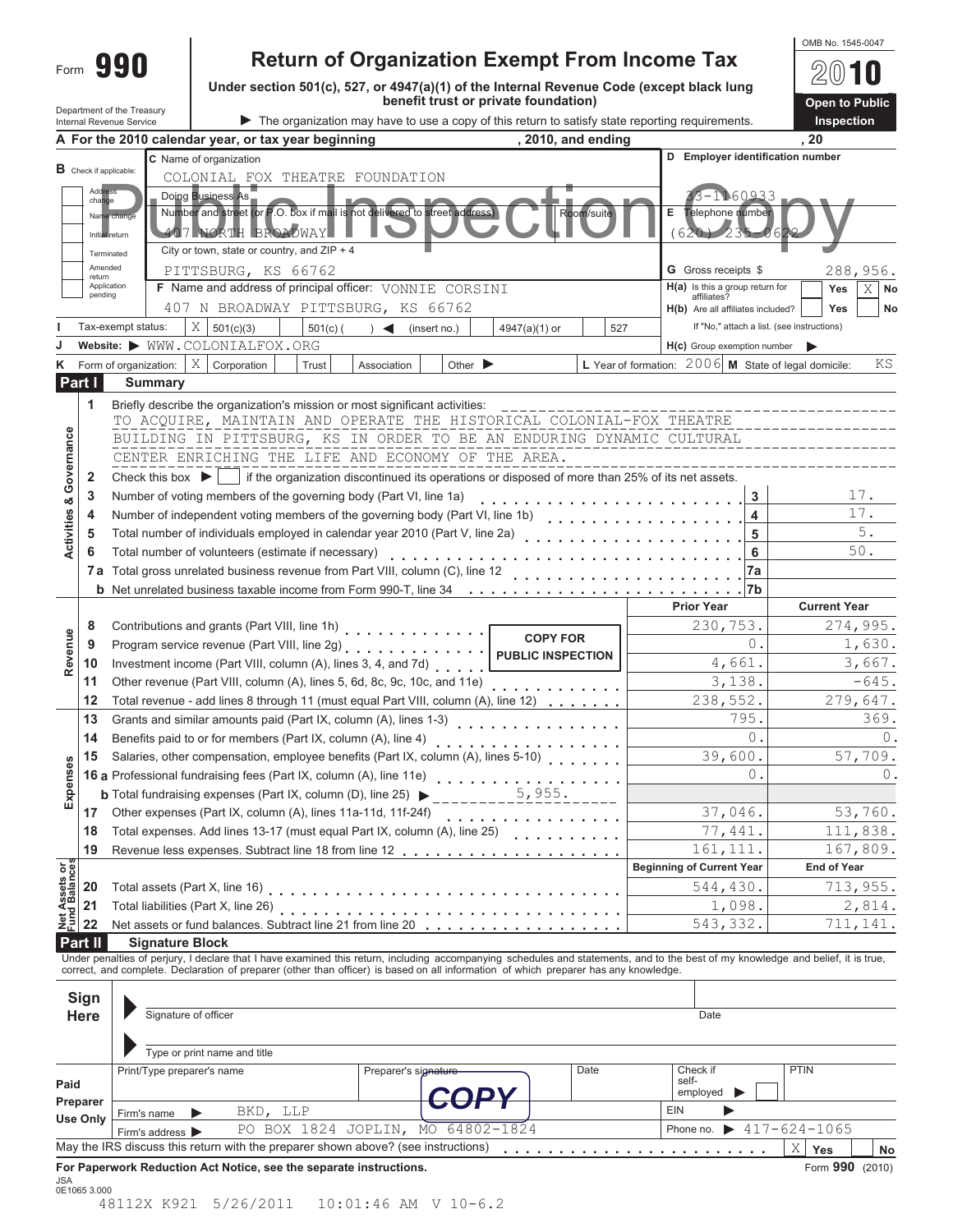OMB No. 1545-0047

# Form 990 — Return of Organization Exempt From Income Tax — 2010

**Under section 501(c), 527, or 4947(a)(1) of the Internal Revenue Code (except black lung benefit trust or private foundation)**

Department of the Treasury
Internal Revenue Service

▶ The organization may have to use a copy of this return to satisfy state reporting requirements.

**Open to Public Inspection**

Public Inspection Copy

**A** For the 2010 calendar year, or tax year beginning , 2010, and ending , 20

**B** Check if applicable: Address change / Name change / Initial return / Terminated / Amended return / Application pending

**C** Name of organization: COLONIAL FOX THEATRE FOUNDATION

Doing Business As

Number and street (or P.O. box if mail is not delivered to street address) Room/suite: 407 NORTH BROADWAY

City or town, state or country, and ZIP + 4: PITTSBURG, KS 66762

**D** Employer identification number: 33-1160933

**E** Telephone number: (620) 235-0622

**G** Gross receipts $ 288,956.

**F** Name and address of principal officer: VONNIE CORSINI, 407 N BROADWAY PITTSBURG, KS 66762

**H(a)** Is this a group return for affiliates? Yes [ ] No [X]

**H(b)** Are all affiliates included? Yes [ ] No [ ] If "No," attach a list. (see instructions)

**I** Tax-exempt status: [X] 501(c)(3) [ ] 501(c) ( ) ◀ (insert no.) [ ] 4947(a)(1) or [ ] 527

**J** Website: ▶ WWW.COLONIALFOX.ORG

**H(c)** Group exemption number ▶

**K** Form of organization: [X] Corporation [ ] Trust [ ] Association [ ] Other ▶

**L** Year of formation: 2006 **M** State of legal domicile: KS

## Part I Summary

**Activities & Governance**

1 Briefly describe the organization's mission or most significant activities:
TO ACQUIRE, MAINTAIN AND OPERATE THE HISTORICAL COLONIAL-FOX THEATRE BUILDING IN PITTSBURG, KS IN ORDER TO BE AN ENDURING DYNAMIC CULTURAL CENTER ENRICHING THE LIFE AND ECONOMY OF THE AREA.

2 Check this box ▶ [ ] if the organization discontinued its operations or disposed of more than 25% of its net assets.

| Line | Description | | Value |
|---|---|---|---|
| 3 | Number of voting members of the governing body (Part VI, line 1a) | 3 | 17. |
| 4 | Number of independent voting members of the governing body (Part VI, line 1b) | 4 | 17. |
| 5 | Total number of individuals employed in calendar year 2010 (Part V, line 2a) | 5 | 5. |
| 6 | Total number of volunteers (estimate if necessary) | 6 | 50. |
| 7a | Total gross unrelated business revenue from Part VIII, column (C), line 12 | 7a | |
| b | Net unrelated business taxable income from Form 990-T, line 34 | 7b | |

COPY FOR PUBLIC INSPECTION

| Line | Description | Prior Year | Current Year |
|---|---|---|---|
| **Revenue** | | | |
| 8 | Contributions and grants (Part VIII, line 1h) | 230,753. | 274,995. |
| 9 | Program service revenue (Part VIII, line 2g) | 0. | 1,630. |
| 10 | Investment income (Part VIII, column (A), lines 3, 4, and 7d) | 4,661. | 3,667. |
| 11 | Other revenue (Part VIII, column (A), lines 5, 6d, 8c, 9c, 10c, and 11e) | 3,138. | -645. |
| 12 | Total revenue - add lines 8 through 11 (must equal Part VIII, column (A), line 12) | 238,552. | 279,647. |
| **Expenses** | | | |
| 13 | Grants and similar amounts paid (Part IX, column (A), lines 1-3) | 795. | 369. |
| 14 | Benefits paid to or for members (Part IX, column (A), line 4) | 0. | 0. |
| 15 | Salaries, other compensation, employee benefits (Part IX, column (A), lines 5-10) | 39,600. | 57,709. |
| 16a | Professional fundraising fees (Part IX, column (A), line 11e) | 0. | 0. |
| b | Total fundraising expenses (Part IX, column (D), line 25) ▶ 5,955. | | |
| 17 | Other expenses (Part IX, column (A), lines 11a-11d, 11f-24f) | 37,046. | 53,760. |
| 18 | Total expenses. Add lines 13-17 (must equal Part IX, column (A), line 25) | 77,441. | 111,838. |
| 19 | Revenue less expenses. Subtract line 18 from line 12 | 161,111. | 167,809. |

| Line | Net Assets or Fund Balances | Beginning of Current Year | End of Year |
|---|---|---|---|
| 20 | Total assets (Part X, line 16) | 544,430. | 713,955. |
| 21 | Total liabilities (Part X, line 26) | 1,098. | 2,814. |
| 22 | Net assets or fund balances. Subtract line 21 from line 20 | 543,332. | 711,141. |

## Part II Signature Block

Under penalties of perjury, I declare that I have examined this return, including accompanying schedules and statements, and to the best of my knowledge and belief, it is true, correct, and complete. Declaration of preparer (other than officer) is based on all information of which preparer has any knowledge.

**Sign Here**

Signature of officer — Date

Type or print name and title

**Paid Preparer Use Only**

Print/Type preparer's name | Preparer's signature | Date | Check if self-employed ▶ [ ] | PTIN

COPY

Firm's name ▶ BKD, LLP — EIN ▶

Firm's address ▶ PO BOX 1824 JOPLIN, MO 64802-1824 — Phone no. ▶ 417-624-1065

May the IRS discuss this return with the preparer shown above? (see instructions) [X] Yes [ ] No

**For Paperwork Reduction Act Notice, see the separate instructions.** Form **990** (2010)

JSA
0E1065 3.000

48112X K921 5/26/2011 10:01:46 AM V 10-6.2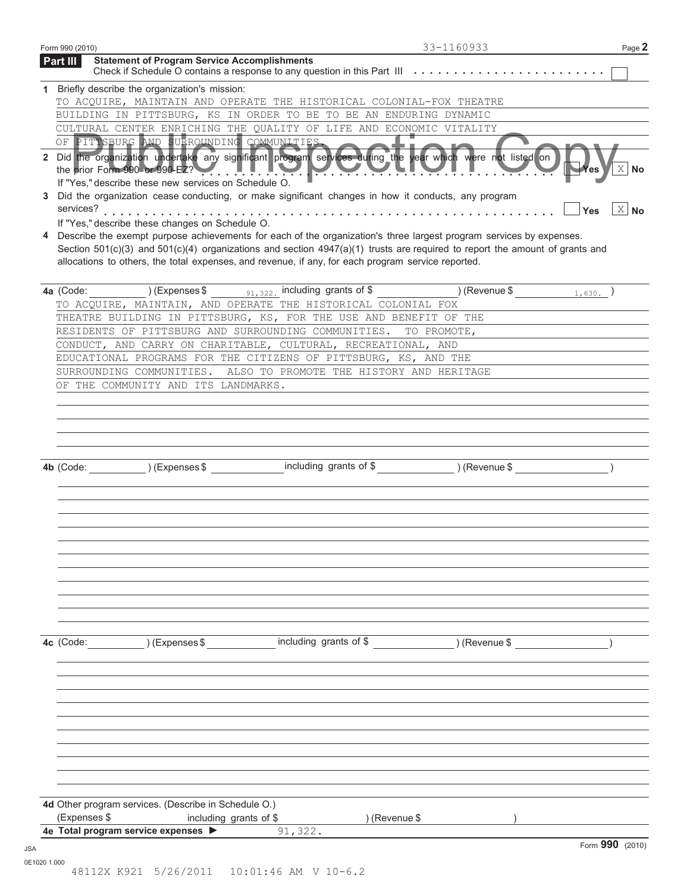Form 990 (2010) 33-1160933 Page 2

## Part III Statement of Program Service Accomplishments

Check if Schedule O contains a response to any question in this Part III . . . . . . . . . . . . . . . . . . . . . . . . ☐

**1** Briefly describe the organization's mission:

TO ACQUIRE, MAINTAIN AND OPERATE THE HISTORICAL COLONIAL-FOX THEATRE BUILDING IN PITTSBURG, KS IN ORDER TO BE TO BE AN ENDURING DYNAMIC CULTURAL CENTER ENRICHING THE QUALITY OF LIFE AND ECONOMIC VITALITY OF PITTSBURG AND SURROUNDING COMMUNITIES.

**2** Did the organization undertake any significant program services during the year which were not listed on the prior Form 990 or 990-EZ? . . . . . . . . . . . . . . . . . . . . . . . . . . . . . . . . . . . . ☐ Yes ☒ No

If "Yes," describe these new services on Schedule O.

**3** Did the organization cease conducting, or make significant changes in how it conducts, any program services? . . . . . . . . . . . . . . . . . . . . . . . . . . . . . . . . . . . . . . . . . . . . . . . . . ☐ Yes ☒ No

If "Yes," describe these changes on Schedule O.

**4** Describe the exempt purpose achievements for each of the organization's three largest program services by expenses. Section 501(c)(3) and 501(c)(4) organizations and section 4947(a)(1) trusts are required to report the amount of grants and allocations to others, the total expenses, and revenue, if any, for each program service reported.

**4a** (Code: ) (Expenses $ 91,322. including grants of $ ) (Revenue $ 1,630. )

TO ACQUIRE, MAINTAIN, AND OPERATE THE HISTORICAL COLONIAL FOX THEATRE BUILDING IN PITTSBURG, KS, FOR THE USE AND BENEFIT OF THE RESIDENTS OF PITTSBURG AND SURROUNDING COMMUNITIES. TO PROMOTE, CONDUCT, AND CARRY ON CHARITABLE, CULTURAL, RECREATIONAL, AND EDUCATIONAL PROGRAMS FOR THE CITIZENS OF PITTSBURG, KS, AND THE SURROUNDING COMMUNITIES. ALSO TO PROMOTE THE HISTORY AND HERITAGE OF THE COMMUNITY AND ITS LANDMARKS.

**4b** (Code: ) (Expenses $ including grants of $ ) (Revenue $ )

**4c** (Code: ) (Expenses $ including grants of $ ) (Revenue $ )

**4d** Other program services. (Describe in Schedule O.)
(Expenses $ including grants of $ ) (Revenue $ )

**4e Total program service expenses ▶** 91,322.

Form **990** (2010)

JSA
0E1020 1.000
48112X K921 5/26/2011 10:01:46 AM V 10-6.2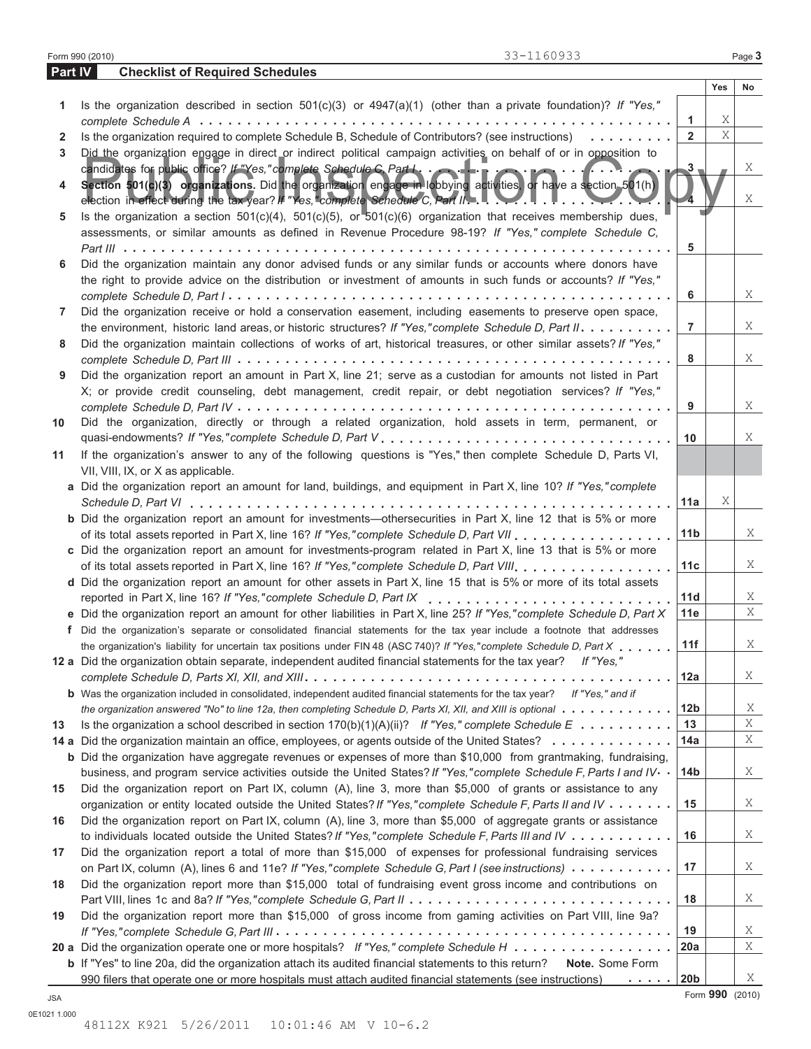33-1160933

## Part IV Checklist of Required Schedules

| | | | Yes | No |
|---|---|---|---|---|
| **1** | Is the organization described in section 501(c)(3) or 4947(a)(1) (other than a private foundation)? *If "Yes," complete Schedule A* | **1** | X | |
| **2** | Is the organization required to complete Schedule B, Schedule of Contributors? (see instructions) | **2** | X | |
| **3** | Did the organization engage in direct or indirect political campaign activities on behalf of or in opposition to candidates for public office? *If "Yes," complete Schedule C, Part I* | **3** | | X |
| **4** | **Section 501(c)(3) organizations.** Did the organization engage in lobbying activities, or have a section 501(h) election in effect during the tax year? *If "Yes," complete Schedule C, Part II* | **4** | | X |
| **5** | Is the organization a section 501(c)(4), 501(c)(5), or 501(c)(6) organization that receives membership dues, assessments, or similar amounts as defined in Revenue Procedure 98-19? *If "Yes," complete Schedule C, Part III* | **5** | | |
| **6** | Did the organization maintain any donor advised funds or any similar funds or accounts where donors have the right to provide advice on the distribution or investment of amounts in such funds or accounts? *If "Yes," complete Schedule D, Part I* | **6** | | X |
| **7** | Did the organization receive or hold a conservation easement, including easements to preserve open space, the environment, historic land areas, or historic structures? *If "Yes," complete Schedule D, Part II* | **7** | | X |
| **8** | Did the organization maintain collections of works of art, historical treasures, or other similar assets? *If "Yes," complete Schedule D, Part III* | **8** | | X |
| **9** | Did the organization report an amount in Part X, line 21; serve as a custodian for amounts not listed in Part X; or provide credit counseling, debt management, credit repair, or debt negotiation services? *If "Yes," complete Schedule D, Part IV* | **9** | | X |
| **10** | Did the organization, directly or through a related organization, hold assets in term, permanent, or quasi-endowments? *If "Yes," complete Schedule D, Part V* | **10** | | X |
| **11** | If the organization's answer to any of the following questions is "Yes," then complete Schedule D, Parts VI, VII, VIII, IX, or X as applicable. | | | |
| | **a** Did the organization report an amount for land, buildings, and equipment in Part X, line 10? *If "Yes," complete Schedule D, Part VI* | **11a** | X | |
| | **b** Did the organization report an amount for investments—othersecurities in Part X, line 12 that is 5% or more of its total assets reported in Part X, line 16? *If "Yes," complete Schedule D, Part VII* | **11b** | | X |
| | **c** Did the organization report an amount for investments-program related in Part X, line 13 that is 5% or more of its total assets reported in Part X, line 16? *If "Yes," complete Schedule D, Part VIII* | **11c** | | X |
| | **d** Did the organization report an amount for other assets in Part X, line 15 that is 5% or more of its total assets reported in Part X, line 16? *If "Yes," complete Schedule D, Part IX* | **11d** | | X |
| | **e** Did the organization report an amount for other liabilities in Part X, line 25? *If "Yes," complete Schedule D, Part X* | **11e** | | X |
| | **f** Did the organization's separate or consolidated financial statements for the tax year include a footnote that addresses the organization's liability for uncertain tax positions under FIN 48 (ASC 740)? *If "Yes," complete Schedule D, Part X* | **11f** | | X |
| **12 a** | Did the organization obtain separate, independent audited financial statements for the tax year? *If "Yes," complete Schedule D, Parts XI, XII, and XIII* | **12a** | | X |
| | **b** Was the organization included in consolidated, independent audited financial statements for the tax year? *If "Yes," and if the organization answered "No" to line 12a, then completing Schedule D, Parts XI, XII, and XIII is optional* | **12b** | | X |
| **13** | Is the organization a school described in section 170(b)(1)(A)(ii)? *If "Yes," complete Schedule E* | **13** | | X |
| **14 a** | Did the organization maintain an office, employees, or agents outside of the United States? | **14a** | | X |
| | **b** Did the organization have aggregate revenues or expenses of more than $10,000 from grantmaking, fundraising, business, and program service activities outside the United States? *If "Yes," complete Schedule F, Parts I and IV* | **14b** | | X |
| **15** | Did the organization report on Part IX, column (A), line 3, more than $5,000 of grants or assistance to any organization or entity located outside the United States? *If "Yes," complete Schedule F, Parts II and IV* | **15** | | X |
| **16** | Did the organization report on Part IX, column (A), line 3, more than $5,000 of aggregate grants or assistance to individuals located outside the United States? *If "Yes," complete Schedule F, Parts III and IV* | **16** | | X |
| **17** | Did the organization report a total of more than $15,000 of expenses for professional fundraising services on Part IX, column (A), lines 6 and 11e? *If "Yes," complete Schedule G, Part I (see instructions)* | **17** | | X |
| **18** | Did the organization report more than $15,000 total of fundraising event gross income and contributions on Part VIII, lines 1c and 8a? *If "Yes," complete Schedule G, Part II* | **18** | | X |
| **19** | Did the organization report more than $15,000 of gross income from gaming activities on Part VIII, line 9a? *If "Yes," complete Schedule G, Part III* | **19** | | X |
| **20 a** | Did the organization operate one or more hospitals? *If "Yes," complete Schedule H* | **20a** | | X |
| | **b** If "Yes" to line 20a, did the organization attach its audited financial statements to this return? **Note.** Some Form 990 filers that operate one or more hospitals must attach audited financial statements (see instructions) | **20b** | | X |

Form **990** (2010)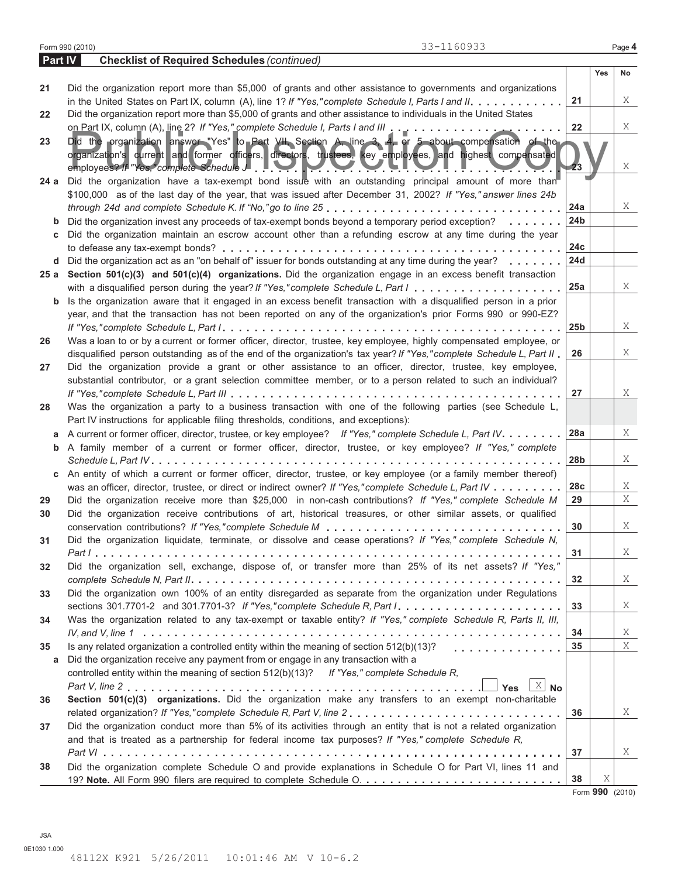33-1160933

## Part IV Checklist of Required Schedules *(continued)*

| | | | Yes | No |
|---|---|---|---|---|
| 21 | Did the organization report more than $5,000 of grants and other assistance to governments and organizations in the United States on Part IX, column (A), line 1? *If "Yes," complete Schedule I, Parts I and II* | 21 | | X |
| 22 | Did the organization report more than $5,000 of grants and other assistance to individuals in the United States on Part IX, column (A), line 2? *If "Yes," complete Schedule I, Parts I and III* | 22 | | X |
| 23 | Did the organization answer "Yes" to Part VII, Section A, line 3, 4, or 5 about compensation of the organization's current and former officers, directors, trustees, key employees, and highest compensated employees? *If "Yes," complete Schedule J* | 23 | | X |
| 24 a | Did the organization have a tax-exempt bond issue with an outstanding principal amount of more than $100,000 as of the last day of the year, that was issued after December 31, 2002? *If "Yes," answer lines 24b through 24d and complete Schedule K. If "No," go to line 25* | 24a | | X |
| b | Did the organization invest any proceeds of tax-exempt bonds beyond a temporary period exception? | 24b | | |
| c | Did the organization maintain an escrow account other than a refunding escrow at any time during the year to defease any tax-exempt bonds? | 24c | | |
| d | Did the organization act as an "on behalf of" issuer for bonds outstanding at any time during the year? | 24d | | |
| 25 a | **Section 501(c)(3) and 501(c)(4) organizations.** Did the organization engage in an excess benefit transaction with a disqualified person during the year? *If "Yes," complete Schedule L, Part I* | 25a | | X |
| b | Is the organization aware that it engaged in an excess benefit transaction with a disqualified person in a prior year, and that the transaction has not been reported on any of the organization's prior Forms 990 or 990-EZ? *If "Yes," complete Schedule L, Part I* | 25b | | X |
| 26 | Was a loan to or by a current or former officer, director, trustee, key employee, highly compensated employee, or disqualified person outstanding as of the end of the organization's tax year? *If "Yes," complete Schedule L, Part II* | 26 | | X |
| 27 | Did the organization provide a grant or other assistance to an officer, director, trustee, key employee, substantial contributor, or a grant selection committee member, or to a person related to such an individual? *If "Yes," complete Schedule L, Part III* | 27 | | X |
| 28 | Was the organization a party to a business transaction with one of the following parties (see Schedule L, Part IV instructions for applicable filing thresholds, conditions, and exceptions): | | | |
| a | A current or former officer, director, trustee, or key employee? *If "Yes," complete Schedule L, Part IV* | 28a | | X |
| b | A family member of a current or former officer, director, trustee, or key employee? *If "Yes," complete Schedule L, Part IV* | 28b | | X |
| c | An entity of which a current or former officer, director, trustee, or key employee (or a family member thereof) was an officer, director, trustee, or direct or indirect owner? *If "Yes," complete Schedule L, Part IV* | 28c | | X |
| 29 | Did the organization receive more than $25,000 in non-cash contributions? *If "Yes," complete Schedule M* | 29 | | X |
| 30 | Did the organization receive contributions of art, historical treasures, or other similar assets, or qualified conservation contributions? *If "Yes," complete Schedule M* | 30 | | X |
| 31 | Did the organization liquidate, terminate, or dissolve and cease operations? *If "Yes," complete Schedule N, Part I* | 31 | | X |
| 32 | Did the organization sell, exchange, dispose of, or transfer more than 25% of its net assets? *If "Yes," complete Schedule N, Part II* | 32 | | X |
| 33 | Did the organization own 100% of an entity disregarded as separate from the organization under Regulations sections 301.7701-2 and 301.7701-3? *If "Yes," complete Schedule R, Part I* | 33 | | X |
| 34 | Was the organization related to any tax-exempt or taxable entity? *If "Yes," complete Schedule R, Parts II, III, IV, and V, line 1* | 34 | | X |
| 35 | Is any related organization a controlled entity within the meaning of section 512(b)(13)? | 35 | | X |
| a | Did the organization receive any payment from or engage in any transaction with a controlled entity within the meaning of section 512(b)(13)? *If "Yes," complete Schedule R, Part V, line 2* ☐ Yes ☒ No | | | |
| 36 | **Section 501(c)(3) organizations.** Did the organization make any transfers to an exempt non-charitable related organization? *If "Yes," complete Schedule R, Part V, line 2* | 36 | | X |
| 37 | Did the organization conduct more than 5% of its activities through an entity that is not a related organization and that is treated as a partnership for federal income tax purposes? *If "Yes," complete Schedule R, Part VI* | 37 | | X |
| 38 | Did the organization complete Schedule O and provide explanations in Schedule O for Part VI, lines 11 and 19? **Note.** All Form 990 filers are required to complete Schedule O. | 38 | X | |

Form **990** (2010)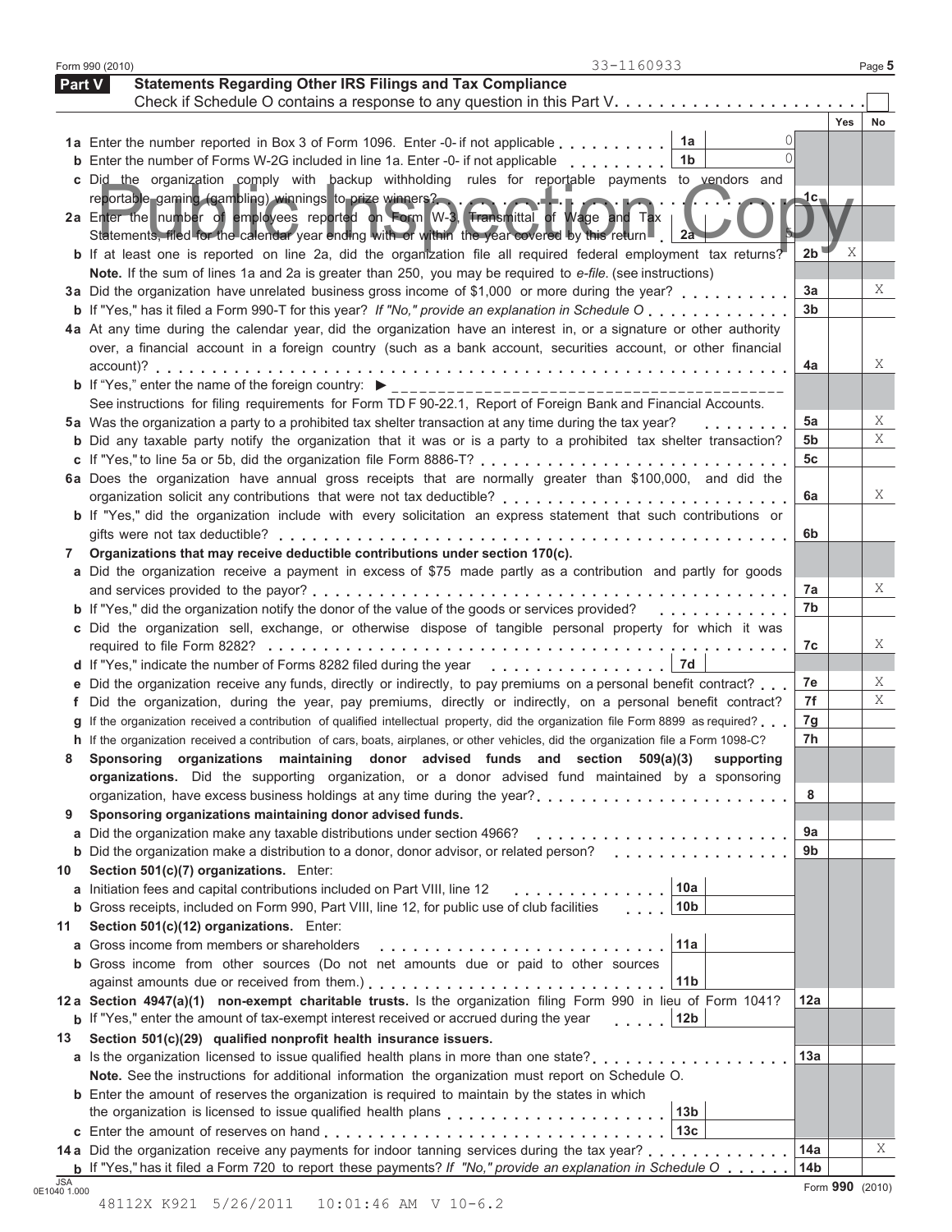Form 990 (2010) 33-1160933

## Part V Statements Regarding Other IRS Filings and Tax Compliance

Check if Schedule O contains a response to any question in this Part V

| | | | Yes | No |
|---|---|---|---|---|
| **1a** Enter the number reported in Box 3 of Form 1096. Enter -0- if not applicable | **1a** 0 | | | |
| **b** Enter the number of Forms W-2G included in line 1a. Enter -0- if not applicable | **1b** 0 | | | |
| **c** Did the organization comply with backup withholding rules for reportable payments to vendors and reportable gaming (gambling) winnings to prize winners? | | **1c** | | |
| **2a** Enter the number of employees reported on Form W-3, Transmittal of Wage and Tax Statements, filed for the calendar year ending with or within the year covered by this return | **2a** 5 | | | |
| **b** If at least one is reported on line 2a, did the organization file all required federal employment tax returns? | | **2b** | X | |
| **Note.** If the sum of lines 1a and 2a is greater than 250, you may be required to *e-file.* (see instructions) | | | | |
| **3a** Did the organization have unrelated business gross income of $1,000 or more during the year? | | **3a** | | X |
| **b** If "Yes," has it filed a Form 990-T for this year? *If "No," provide an explanation in Schedule O* | | **3b** | | |
| **4a** At any time during the calendar year, did the organization have an interest in, or a signature or other authority over, a financial account in a foreign country (such as a bank account, securities account, or other financial account)? | | **4a** | | X |
| **b** If "Yes," enter the name of the foreign country: ▶ | | | | |
| See instructions for filing requirements for Form TD F 90-22.1, Report of Foreign Bank and Financial Accounts. | | | | |
| **5a** Was the organization a party to a prohibited tax shelter transaction at any time during the tax year? | | **5a** | | X |
| **b** Did any taxable party notify the organization that it was or is a party to a prohibited tax shelter transaction? | | **5b** | | X |
| **c** If "Yes," to line 5a or 5b, did the organization file Form 8886-T? | | **5c** | | |
| **6a** Does the organization have annual gross receipts that are normally greater than $100,000, and did the organization solicit any contributions that were not tax deductible? | | **6a** | | X |
| **b** If "Yes," did the organization include with every solicitation an express statement that such contributions or gifts were not tax deductible? | | **6b** | | |
| **7** **Organizations that may receive deductible contributions under section 170(c).** | | | | |
| **a** Did the organization receive a payment in excess of $75 made partly as a contribution and partly for goods and services provided to the payor? | | **7a** | | X |
| **b** If "Yes," did the organization notify the donor of the value of the goods or services provided? | | **7b** | | |
| **c** Did the organization sell, exchange, or otherwise dispose of tangible personal property for which it was required to file Form 8282? | | **7c** | | X |
| **d** If "Yes," indicate the number of Forms 8282 filed during the year | **7d** | | | |
| **e** Did the organization receive any funds, directly or indirectly, to pay premiums on a personal benefit contract? | | **7e** | | X |
| **f** Did the organization, during the year, pay premiums, directly or indirectly, on a personal benefit contract? | | **7f** | | X |
| **g** If the organization received a contribution of qualified intellectual property, did the organization file Form 8899 as required? | | **7g** | | |
| **h** If the organization received a contribution of cars, boats, airplanes, or other vehicles, did the organization file a Form 1098-C? | | **7h** | | |
| **8** **Sponsoring organizations maintaining donor advised funds and section 509(a)(3) supporting organizations.** Did the supporting organization, or a donor advised fund maintained by a sponsoring organization, have excess business holdings at any time during the year? | | **8** | | |
| **9** **Sponsoring organizations maintaining donor advised funds.** | | | | |
| **a** Did the organization make any taxable distributions under section 4966? | | **9a** | | |
| **b** Did the organization make a distribution to a donor, donor advisor, or related person? | | **9b** | | |
| **10** **Section 501(c)(7) organizations.** Enter: | | | | |
| **a** Initiation fees and capital contributions included on Part VIII, line 12 | **10a** | | | |
| **b** Gross receipts, included on Form 990, Part VIII, line 12, for public use of club facilities | **10b** | | | |
| **11** **Section 501(c)(12) organizations.** Enter: | | | | |
| **a** Gross income from members or shareholders | **11a** | | | |
| **b** Gross income from other sources (Do not net amounts due or paid to other sources against amounts due or received from them.) | **11b** | | | |
| **12a** **Section 4947(a)(1) non-exempt charitable trusts.** Is the organization filing Form 990 in lieu of Form 1041? | | **12a** | | |
| **b** If "Yes," enter the amount of tax-exempt interest received or accrued during the year | **12b** | | | |
| **13** **Section 501(c)(29) qualified nonprofit health insurance issuers.** | | | | |
| **a** Is the organization licensed to issue qualified health plans in more than one state? | | **13a** | | |
| **Note.** See the instructions for additional information the organization must report on Schedule O. | | | | |
| **b** Enter the amount of reserves the organization is required to maintain by the states in which the organization is licensed to issue qualified health plans | **13b** | | | |
| **c** Enter the amount of reserves on hand | **13c** | | | |
| **14a** Did the organization receive any payments for indoor tanning services during the tax year? | | **14a** | | X |
| **b** If "Yes," has it filed a Form 720 to report these payments? *If "No," provide an explanation in Schedule O* | | **14b** | | |

Form **990** (2010)

JSA 0E1040 1.000

48112X K921 5/26/2011 10:01:46 AM V 10-6.2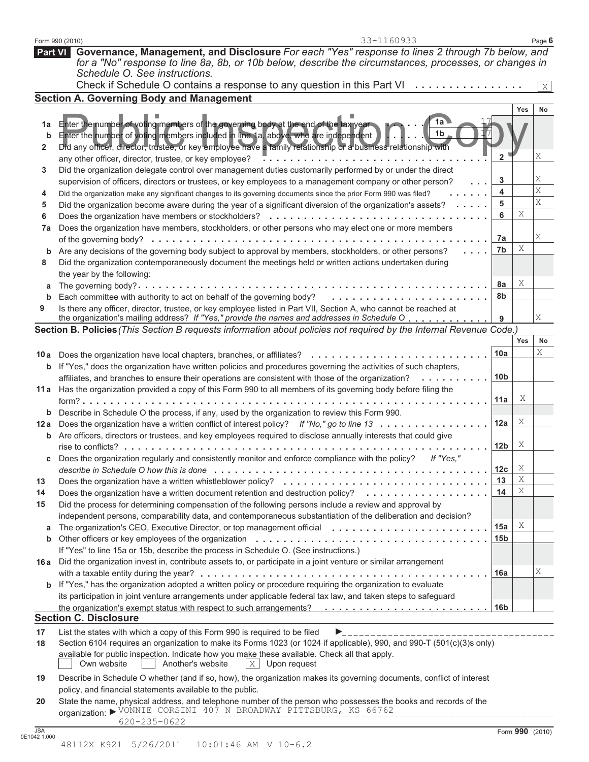33-1160933

## Part VI Governance, Management, and Disclosure

*For each "Yes" response to lines 2 through 7b below, and for a "No" response to line 8a, 8b, or 10b below, describe the circumstances, processes, or changes in Schedule O. See instructions.*

Check if Schedule O contains a response to any question in this Part VI . . . . . . . . . . . . . . . . X

### Section A. Governing Body and Management

| | | | Yes | No |
|---|---|---|---|---|
| **1a** | Enter the number of voting members of the governing body at the end of the tax year . . . . . **1a** 17 | | | |
| **b** | Enter the number of voting members included in line 1a, above, who are independent . . . . . **1b** 17 | | | |
| **2** | Did any officer, director, trustee, or key employee have a family relationship or a business relationship with any other officer, director, trustee, or key employee? | 2 | | X |
| **3** | Did the organization delegate control over management duties customarily performed by or under the direct supervision of officers, directors or trustees, or key employees to a management company or other person? | 3 | | X |
| **4** | Did the organization make any significant changes to its governing documents since the prior Form 990 was filed? | 4 | | X |
| **5** | Did the organization become aware during the year of a significant diversion of the organization's assets? | 5 | | X |
| **6** | Does the organization have members or stockholders? | 6 | X | |
| **7a** | Does the organization have members, stockholders, or other persons who may elect one or more members of the governing body? | 7a | | X |
| **b** | Are any decisions of the governing body subject to approval by members, stockholders, or other persons? | 7b | X | |
| **8** | Did the organization contemporaneously document the meetings held or written actions undertaken during the year by the following: | | | |
| **a** | The governing body? | 8a | X | |
| **b** | Each committee with authority to act on behalf of the governing body? | 8b | | |
| **9** | Is there any officer, director, trustee, or key employee listed in Part VII, Section A, who cannot be reached at the organization's mailing address? *If "Yes," provide the names and addresses in Schedule O* | 9 | | X |

### Section B. Policies *(This Section B requests information about policies not required by the Internal Revenue Code.)*

| | | | Yes | No |
|---|---|---|---|---|
| **10a** | Does the organization have local chapters, branches, or affiliates? | 10a | | X |
| **b** | If "Yes," does the organization have written policies and procedures governing the activities of such chapters, affiliates, and branches to ensure their operations are consistent with those of the organization? | 10b | | |
| **11a** | Has the organization provided a copy of this Form 990 to all members of its governing body before filing the form? | 11a | X | |
| **b** | Describe in Schedule O the process, if any, used by the organization to review this Form 990. | | | |
| **12a** | Does the organization have a written conflict of interest policy? *If "No," go to line 13* | 12a | X | |
| **b** | Are officers, directors or trustees, and key employees required to disclose annually interests that could give rise to conflicts? | 12b | X | |
| **c** | Does the organization regularly and consistently monitor and enforce compliance with the policy? *If "Yes," describe in Schedule O how this is done* | 12c | X | |
| **13** | Does the organization have a written whistleblower policy? | 13 | X | |
| **14** | Does the organization have a written document retention and destruction policy? | 14 | X | |
| **15** | Did the process for determining compensation of the following persons include a review and approval by independent persons, comparability data, and contemporaneous substantiation of the deliberation and decision? | | | |
| **a** | The organization's CEO, Executive Director, or top management official | 15a | X | |
| **b** | Other officers or key employees of the organization | 15b | | |
| | If "Yes" to line 15a or 15b, describe the process in Schedule O. (See instructions.) | | | |
| **16a** | Did the organization invest in, contribute assets to, or participate in a joint venture or similar arrangement with a taxable entity during the year? | 16a | | X |
| **b** | If "Yes," has the organization adopted a written policy or procedure requiring the organization to evaluate its participation in joint venture arrangements under applicable federal tax law, and taken steps to safeguard the organization's exempt status with respect to such arrangements? | 16b | | |

### Section C. Disclosure

**17** List the states with which a copy of this Form 990 is required to be filed ►

**18** Section 6104 requires an organization to make its Forms 1023 (or 1024 if applicable), 990, and 990-T (501(c)(3)s only) available for public inspection. Indicate how you make these available. Check all that apply.

☐ Own website ☐ Another's website ☒ Upon request

**19** Describe in Schedule O whether (and if so, how), the organization makes its governing documents, conflict of interest policy, and financial statements available to the public.

**20** State the name, physical address, and telephone number of the person who possesses the books and records of the organization: ► VONNIE CORSINI 407 N BROADWAY PITTSBURG, KS 66762
620-235-0622

JSA 0E1042 1.000

Form **990** (2010)

48112X K921 5/26/2011 10:01:46 AM V 10-6.2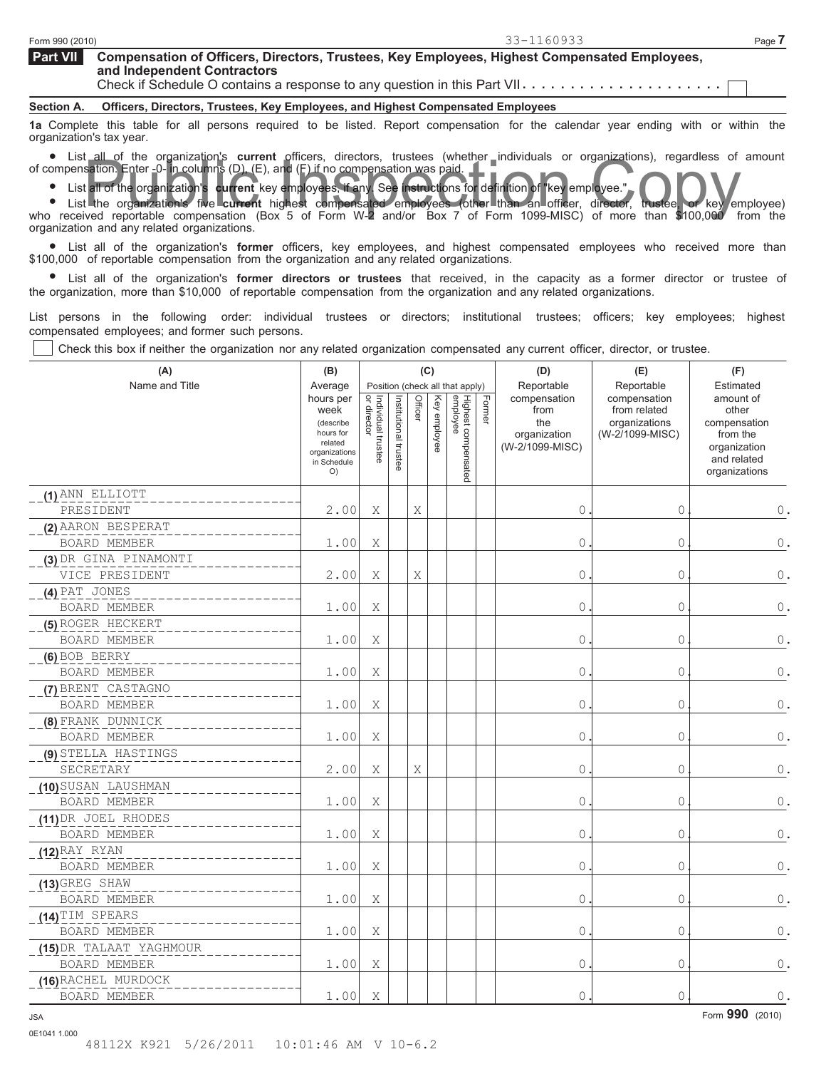Form 990 (2010) 33-1160933

**Part VII Compensation of Officers, Directors, Trustees, Key Employees, Highest Compensated Employees, and Independent Contractors**

Check if Schedule O contains a response to any question in this Part VII . . . . . . . . . . . . . . . . . . . . ☐

**Section A. Officers, Directors, Trustees, Key Employees, and Highest Compensated Employees**

**1a** Complete this table for all persons required to be listed. Report compensation for the calendar year ending with or within the organization's tax year.

- List all of the organization's **current** officers, directors, trustees (whether individuals or organizations), regardless of amount of compensation. Enter -0- in columns (D), (E), and (F) if no compensation was paid.
- List all of the organization's **current** key employees, if any. See instructions for definition of "key employee."
- List the organization's five **current** highest compensated employees (other than an officer, director, trustee, or key employee) who received reportable compensation (Box 5 of Form W-2 and/or Box 7 of Form 1099-MISC) of more than $100,000 from the organization and any related organizations.
- List all of the organization's **former** officers, key employees, and highest compensated employees who received more than $100,000 of reportable compensation from the organization and any related organizations.
- List all of the organization's **former directors or trustees** that received, in the capacity as a former director or trustee of the organization, more than $10,000 of reportable compensation from the organization and any related organizations.

List persons in the following order: individual trustees or directors; institutional trustees; officers; key employees; highest compensated employees; and former such persons.

☐ Check this box if neither the organization nor any related organization compensated any current officer, director, or trustee.

| (A) Name and Title | (B) Average hours per week (describe hours for related organizations in Schedule O) | (C) Individual trustee or director | Institutional trustee | Officer | Key employee | Highest compensated employee | Former | (D) Reportable compensation from the organization (W-2/1099-MISC) | (E) Reportable compensation from related organizations (W-2/1099-MISC) | (F) Estimated amount of other compensation from the organization and related organizations |
|---|---|---|---|---|---|---|---|---|---|---|
| (1) ANN ELLIOTT<br>PRESIDENT | 2.00 | X | | X | | | | 0. | 0. | 0. |
| (2) AARON BESPERAT<br>BOARD MEMBER | 1.00 | X | | | | | | 0. | 0. | 0. |
| (3) DR GINA PINAMONTI<br>VICE PRESIDENT | 2.00 | X | | X | | | | 0. | 0. | 0. |
| (4) PAT JONES<br>BOARD MEMBER | 1.00 | X | | | | | | 0. | 0. | 0. |
| (5) ROGER HECKERT<br>BOARD MEMBER | 1.00 | X | | | | | | 0. | 0. | 0. |
| (6) BOB BERRY<br>BOARD MEMBER | 1.00 | X | | | | | | 0. | 0. | 0. |
| (7) BRENT CASTAGNO<br>BOARD MEMBER | 1.00 | X | | | | | | 0. | 0. | 0. |
| (8) FRANK DUNNICK<br>BOARD MEMBER | 1.00 | X | | | | | | 0. | 0. | 0. |
| (9) STELLA HASTINGS<br>SECRETARY | 2.00 | X | | X | | | | 0. | 0. | 0. |
| (10) SUSAN LAUSHMAN<br>BOARD MEMBER | 1.00 | X | | | | | | 0. | 0. | 0. |
| (11) DR JOEL RHODES<br>BOARD MEMBER | 1.00 | X | | | | | | 0. | 0. | 0. |
| (12) RAY RYAN<br>BOARD MEMBER | 1.00 | X | | | | | | 0. | 0. | 0. |
| (13) GREG SHAW<br>BOARD MEMBER | 1.00 | X | | | | | | 0. | 0. | 0. |
| (14) TIM SPEARS<br>BOARD MEMBER | 1.00 | X | | | | | | 0. | 0. | 0. |
| (15) DR TALAAT YAGHMOUR<br>BOARD MEMBER | 1.00 | X | | | | | | 0. | 0. | 0. |
| (16) RACHEL MURDOCK<br>BOARD MEMBER | 1.00 | X | | | | | | 0. | 0. | 0. |

JSA
0E1041 1.000

Form **990** (2010)

48112X K921 5/26/2011 10:01:46 AM V 10-6.2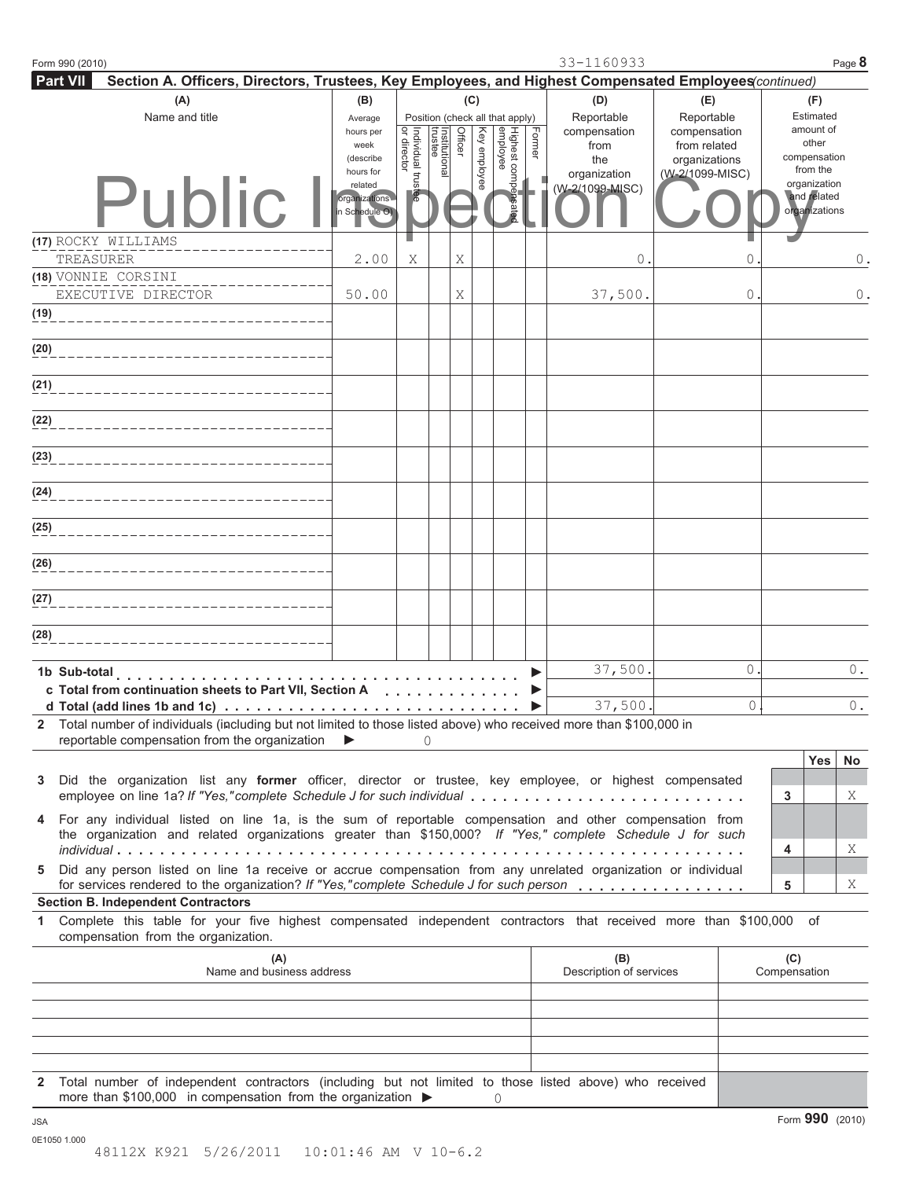Form 990 (2010) 33-1160933

**Part VII** **Section A. Officers, Directors, Trustees, Key Employees, and Highest Compensated Employees** *(continued)*

Public Inspection Copy

| (A) Name and title | (B) Average hours per week (describe hours for related organizations in Schedule O) | (C) Position (check all that apply): Individual trustee or director | Institutional trustee | Officer | Key employee | Highest compensated employee | Former | (D) Reportable compensation from the organization (W-2/1099-MISC) | (E) Reportable compensation from related organizations (W-2/1099-MISC) | (F) Estimated amount of other compensation from the organization and related organizations |
|---|---|---|---|---|---|---|---|---|---|---|
| (17) ROCKY WILLIAMS<br>TREASURER | 2.00 | X | | X | | | | 0. | 0. | 0. |
| (18) VONNIE CORSINI<br>EXECUTIVE DIRECTOR | 50.00 | | | X | | | | 37,500. | 0. | 0. |
| (19) | | | | | | | | | | |
| (20) | | | | | | | | | | |
| (21) | | | | | | | | | | |
| (22) | | | | | | | | | | |
| (23) | | | | | | | | | | |
| (24) | | | | | | | | | | |
| (25) | | | | | | | | | | |
| (26) | | | | | | | | | | |
| (27) | | | | | | | | | | |
| (28) | | | | | | | | | | |
| **1b Sub-total** ▶ | | | | | | | | 37,500. | 0. | 0. |
| **c Total from continuation sheets to Part VII, Section A** ▶ | | | | | | | | | | |
| **d Total (add lines 1b and 1c)** ▶ | | | | | | | | 37,500. | 0. | 0. |

**2** Total number of individuals (including but not limited to those listed above) who received more than $100,000 in reportable compensation from the organization ▶ 0

| | | Yes | No |
|---|---|---|---|
| **3** Did the organization list any **former** officer, director or trustee, key employee, or highest compensated employee on line 1a? *If "Yes," complete Schedule J for such individual* | 3 | | X |
| **4** For any individual listed on line 1a, is the sum of reportable compensation and other compensation from the organization and related organizations greater than $150,000? *If "Yes," complete Schedule J for such individual* | 4 | | X |
| **5** Did any person listed on line 1a receive or accrue compensation from any unrelated organization or individual for services rendered to the organization? *If "Yes," complete Schedule J for such person* | 5 | | X |

**Section B. Independent Contractors**

**1** Complete this table for your five highest compensated independent contractors that received more than $100,000 of compensation from the organization.

| (A) Name and business address | (B) Description of services | (C) Compensation |
|---|---|---|
| | | |
| | | |
| | | |
| | | |
| | | |

**2** Total number of independent contractors (including but not limited to those listed above) who received more than $100,000 in compensation from the organization ▶ 0

JSA
0E1050 1.000
48112X K921 5/26/2011 10:01:46 AM V 10-6.2

Form **990** (2010)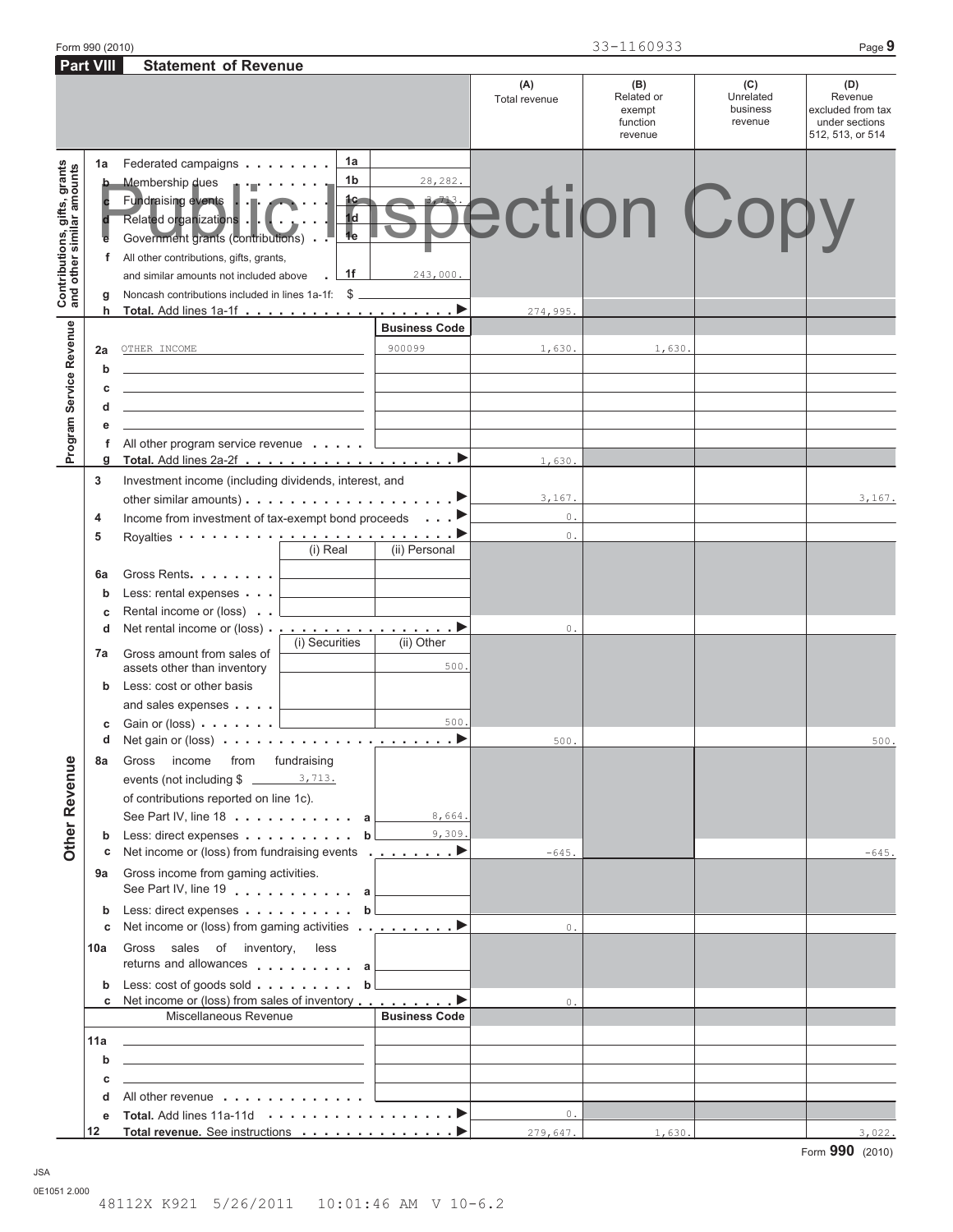Form 990 (2010) 33-1160933

## Part VIII Statement of Revenue

| | | | | (A) Total revenue | (B) Related or exempt function revenue | (C) Unrelated business revenue | (D) Revenue excluded from tax under sections 512, 513, or 514 |
|---|---|---|---|---|---|---|---|
| **Contributions, gifts, grants and other similar amounts** | 1a | Federated campaigns | 1a | | | | | |
| | b | Membership dues | 1b 28,282. | | | | |
| | c | Fundraising events | 1c 3,713. | | | | |
| | d | Related organizations | 1d | | | | |
| | e | Government grants (contributions) | 1e | | | | |
| | f | All other contributions, gifts, grants, and similar amounts not included above | 1f 243,000. | | | | |
| | g | Noncash contributions included in lines 1a-1f: $ | | | | | |
| | h | **Total.** Add lines 1a-1f | ▶ | 274,995. | | | |
| **Program Service Revenue** | | | Business Code | | | | |
| | 2a | OTHER INCOME | 900099 | 1,630. | 1,630. | | |
| | b | | | | | | |
| | c | | | | | | |
| | d | | | | | | |
| | e | | | | | | |
| | f | All other program service revenue | | | | | |
| | g | **Total.** Add lines 2a-2f | ▶ | 1,630. | | | |
| **Other Revenue** | 3 | Investment income (including dividends, interest, and other similar amounts) | ▶ | 3,167. | | | 3,167. |
| | 4 | Income from investment of tax-exempt bond proceeds | ▶ | 0. | | | |
| | 5 | Royalties | ▶ | 0. | | | |
| | | | (i) Real / (ii) Personal | | | | |
| | 6a | Gross Rents | | | | | |
| | b | Less: rental expenses | | | | | |
| | c | Rental income or (loss) | | | | | |
| | d | Net rental income or (loss) | ▶ | 0. | | | |
| | | | (i) Securities / (ii) Other | | | | |
| | 7a | Gross amount from sales of assets other than inventory | (ii) 500. | | | | |
| | b | Less: cost or other basis and sales expenses | | | | | |
| | c | Gain or (loss) | (ii) 500. | | | | |
| | d | Net gain or (loss) | ▶ | 500. | | | 500. |
| | 8a | Gross income from fundraising events (not including $ 3,713. of contributions reported on line 1c). See Part IV, line 18 | a 8,664. | | | | |
| | b | Less: direct expenses | b 9,309. | | | | |
| | c | Net income or (loss) from fundraising events | ▶ | -645. | | | -645. |
| | 9a | Gross income from gaming activities. See Part IV, line 19 | a | | | | |
| | b | Less: direct expenses | b | | | | |
| | c | Net income or (loss) from gaming activities | ▶ | 0. | | | |
| | 10a | Gross sales of inventory, less returns and allowances | a | | | | |
| | b | Less: cost of goods sold | b | | | | |
| | c | Net income or (loss) from sales of inventory | ▶ | 0. | | | |
| | | Miscellaneous Revenue | Business Code | | | | |
| | 11a | | | | | | |
| | b | | | | | | |
| | c | | | | | | |
| | d | All other revenue | | | | | |
| | e | **Total.** Add lines 11a-11d | ▶ | 0. | | | |
| | 12 | **Total revenue.** See instructions | ▶ | 279,647. | 1,630. | | 3,022. |

Form **990** (2010)

JSA
0E1051 2.000
48112X K921 5/26/2011 10:01:46 AM V 10-6.2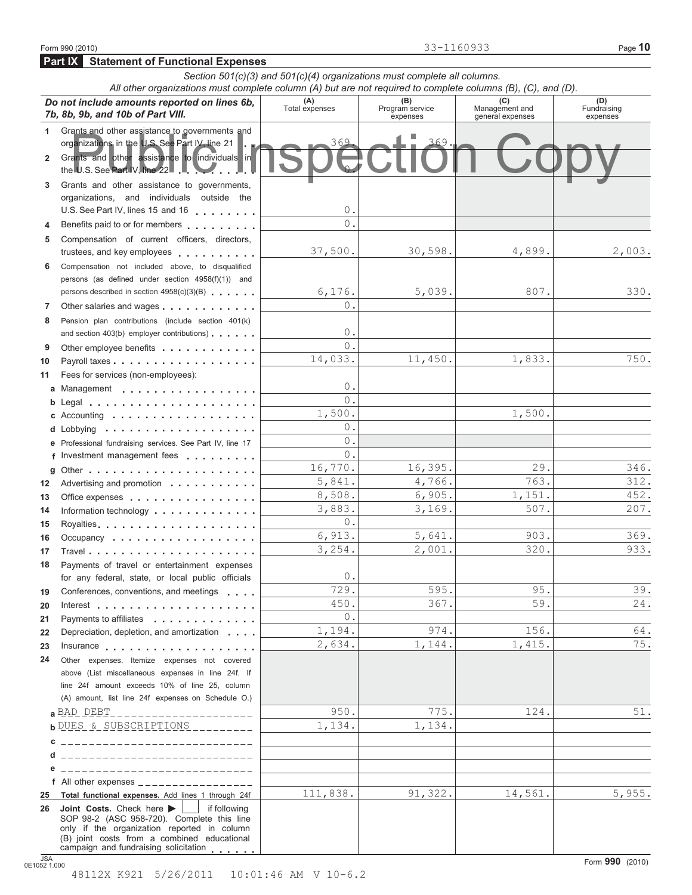Form 990 (2010) 33-1160933

## Part IX Statement of Functional Expenses

*Section 501(c)(3) and 501(c)(4) organizations must complete all columns.*
*All other organizations must complete column (A) but are not required to complete columns (B), (C), and (D).*

Public Inspection Copy

| *Do not include amounts reported on lines 6b, 7b, 8b, 9b, and 10b of Part VIII.* | (A) Total expenses | (B) Program service expenses | (C) Management and general expenses | (D) Fundraising expenses |
|---|---|---|---|---|
| 1 Grants and other assistance to governments and organizations in the U.S. See Part IV, line 21 | 369. | 369. | | |
| 2 Grants and other assistance to individuals in the U.S. See Part IV, line 22 | 0. | | | |
| 3 Grants and other assistance to governments, organizations, and individuals outside the U.S. See Part IV, lines 15 and 16 | 0. | | | |
| 4 Benefits paid to or for members | 0. | | | |
| 5 Compensation of current officers, directors, trustees, and key employees | 37,500. | 30,598. | 4,899. | 2,003. |
| 6 Compensation not included above, to disqualified persons (as defined under section 4958(f)(1)) and persons described in section 4958(c)(3)(B) | 6,176. | 5,039. | 807. | 330. |
| 7 Other salaries and wages | 0. | | | |
| 8 Pension plan contributions (include section 401(k) and section 403(b) employer contributions) | 0. | | | |
| 9 Other employee benefits | 0. | | | |
| 10 Payroll taxes | 14,033. | 11,450. | 1,833. | 750. |
| 11 Fees for services (non-employees): | | | | |
| a Management | 0. | | | |
| b Legal | 0. | | | |
| c Accounting | 1,500. | | 1,500. | |
| d Lobbying | 0. | | | |
| e Professional fundraising services. See Part IV, line 17 | 0. | | | |
| f Investment management fees | 0. | | | |
| g Other | 16,770. | 16,395. | 29. | 346. |
| 12 Advertising and promotion | 5,841. | 4,766. | 763. | 312. |
| 13 Office expenses | 8,508. | 6,905. | 1,151. | 452. |
| 14 Information technology | 3,883. | 3,169. | 507. | 207. |
| 15 Royalties | 0. | | | |
| 16 Occupancy | 6,913. | 5,641. | 903. | 369. |
| 17 Travel | 3,254. | 2,001. | 320. | 933. |
| 18 Payments of travel or entertainment expenses for any federal, state, or local public officials | 0. | | | |
| 19 Conferences, conventions, and meetings | 729. | 595. | 95. | 39. |
| 20 Interest | 450. | 367. | 59. | 24. |
| 21 Payments to affiliates | 0. | | | |
| 22 Depreciation, depletion, and amortization | 1,194. | 974. | 156. | 64. |
| 23 Insurance | 2,634. | 1,144. | 1,415. | 75. |
| 24 Other expenses. Itemize expenses not covered above (List miscellaneous expenses in line 24f. If line 24f amount exceeds 10% of line 25, column (A) amount, list line 24f expenses on Schedule O.) | | | | |
| a BAD DEBT | 950. | 775. | 124. | 51. |
| b DUES & SUBSCRIPTIONS | 1,134. | 1,134. | | |
| c | | | | |
| d | | | | |
| e | | | | |
| f All other expenses | | | | |
| 25 **Total functional expenses.** Add lines 1 through 24f | 111,838. | 91,322. | 14,561. | 5,955. |
| 26 **Joint Costs.** Check here ▶ ☐ if following SOP 98-2 (ASC 958-720). Complete this line only if the organization reported in column (B) joint costs from a combined educational campaign and fundraising solicitation | | | | |

JSA 0E1052 1.000

Form **990** (2010)

48112X K921 5/26/2011 10:01:46 AM V 10-6.2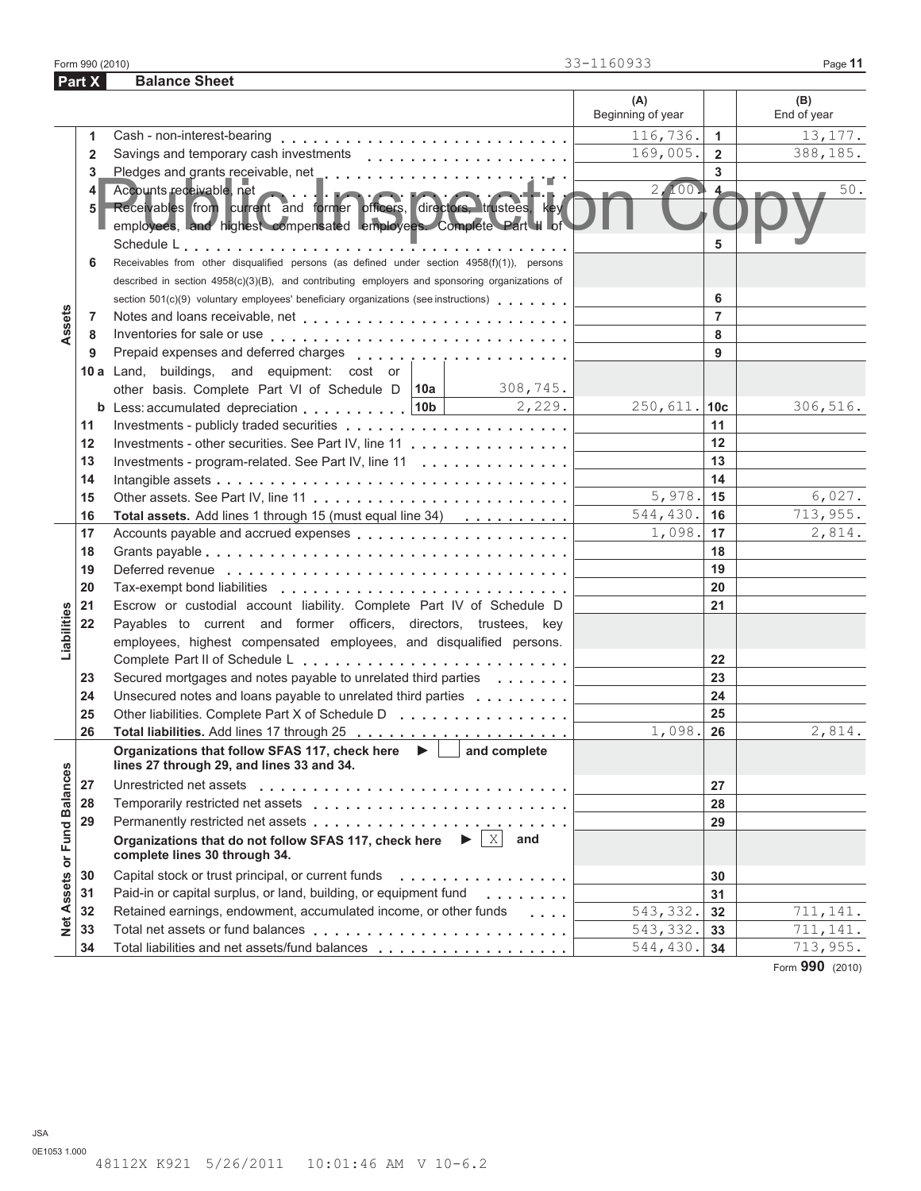Form 990 (2010) 33-1160933

## Part X Balance Sheet

| | | | (A) Beginning of year | | (B) End of year |
|---|---|---|---|---|---|
| Assets | 1 | Cash - non-interest-bearing | 116,736. | 1 | 13,177. |
| | 2 | Savings and temporary cash investments | 169,005. | 2 | 388,185. |
| | 3 | Pledges and grants receivable, net | | 3 | |
| | 4 | Accounts receivable, net | 2,100. | 4 | 50. |
| | 5 | Receivables from current and former officers, directors, trustees, key employees, and highest compensated employees. Complete Part II of Schedule L | | 5 | |
| | 6 | Receivables from other disqualified persons (as defined under section 4958(f)(1)), persons described in section 4958(c)(3)(B), and contributing employers and sponsoring organizations of section 501(c)(9) voluntary employees' beneficiary organizations (see instructions) | | 6 | |
| | 7 | Notes and loans receivable, net | | 7 | |
| | 8 | Inventories for sale or use | | 8 | |
| | 9 | Prepaid expenses and deferred charges | | 9 | |
| | 10a | Land, buildings, and equipment: cost or other basis. Complete Part VI of Schedule D — 10a: 308,745. | | | |
| | b | Less: accumulated depreciation — 10b: 2,229. | 250,611. | 10c | 306,516. |
| | 11 | Investments - publicly traded securities | | 11 | |
| | 12 | Investments - other securities. See Part IV, line 11 | | 12 | |
| | 13 | Investments - program-related. See Part IV, line 11 | | 13 | |
| | 14 | Intangible assets | | 14 | |
| | 15 | Other assets. See Part IV, line 11 | 5,978. | 15 | 6,027. |
| | 16 | **Total assets.** Add lines 1 through 15 (must equal line 34) | 544,430. | 16 | 713,955. |
| Liabilities | 17 | Accounts payable and accrued expenses | 1,098. | 17 | 2,814. |
| | 18 | Grants payable | | 18 | |
| | 19 | Deferred revenue | | 19 | |
| | 20 | Tax-exempt bond liabilities | | 20 | |
| | 21 | Escrow or custodial account liability. Complete Part IV of Schedule D | | 21 | |
| | 22 | Payables to current and former officers, directors, trustees, key employees, highest compensated employees, and disqualified persons. Complete Part II of Schedule L | | 22 | |
| | 23 | Secured mortgages and notes payable to unrelated third parties | | 23 | |
| | 24 | Unsecured notes and loans payable to unrelated third parties | | 24 | |
| | 25 | Other liabilities. Complete Part X of Schedule D | | 25 | |
| | 26 | **Total liabilities.** Add lines 17 through 25 | 1,098. | 26 | 2,814. |
| Net Assets or Fund Balances | | **Organizations that follow SFAS 117, check here ▶ [ ] and complete lines 27 through 29, and lines 33 and 34.** | | | |
| | 27 | Unrestricted net assets | | 27 | |
| | 28 | Temporarily restricted net assets | | 28 | |
| | 29 | Permanently restricted net assets | | 29 | |
| | | **Organizations that do not follow SFAS 117, check here ▶ [X] and complete lines 30 through 34.** | | | |
| | 30 | Capital stock or trust principal, or current funds | | 30 | |
| | 31 | Paid-in or capital surplus, or land, building, or equipment fund | | 31 | |
| | 32 | Retained earnings, endowment, accumulated income, or other funds | 543,332. | 32 | 711,141. |
| | 33 | Total net assets or fund balances | 543,332. | 33 | 711,141. |
| | 34 | Total liabilities and net assets/fund balances | 544,430. | 34 | 713,955. |

Form **990** (2010)

JSA
0E1053 1.000
48112X K921 5/26/2011 10:01:46 AM V 10-6.2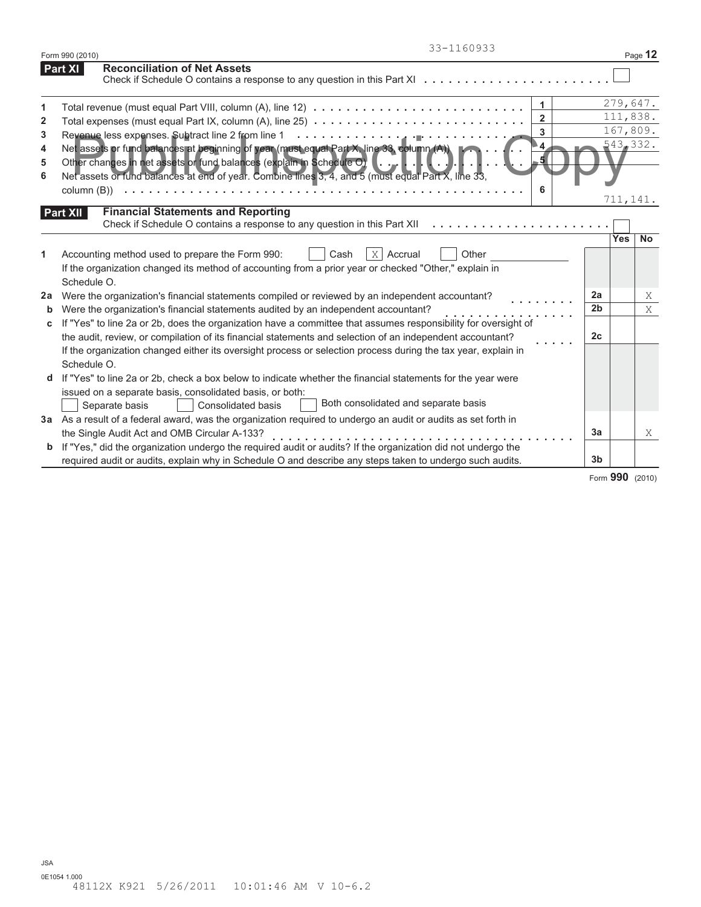33-1160933

## Part XI Reconciliation of Net Assets

Check if Schedule O contains a response to any question in this Part XI ☐

| | | | |
|---|---|---|---|
| 1 | Total revenue (must equal Part VIII, column (A), line 12) | 1 | 279,647. |
| 2 | Total expenses (must equal Part IX, column (A), line 25) | 2 | 111,838. |
| 3 | Revenue less expenses. Subtract line 2 from line 1 | 3 | 167,809. |
| 4 | Net assets or fund balances at beginning of year (must equal Part X, line 33, column (A)) | 4 | 543,332. |
| 5 | Other changes in net assets or fund balances (explain in Schedule O) | 5 | |
| 6 | Net assets or fund balances at end of year. Combine lines 3, 4, and 5 (must equal Part X, line 33, column (B)) | 6 | 711,141. |

Public Inspection Copy

## Part XII Financial Statements and Reporting

Check if Schedule O contains a response to any question in this Part XII ☐

| | | | Yes | No |
|---|---|---|---|---|
| 1 | Accounting method used to prepare the Form 990: ☐ Cash ☒ Accrual ☐ Other ______ <br> If the organization changed its method of accounting from a prior year or checked "Other," explain in Schedule O. | | | |
| 2a | Were the organization's financial statements compiled or reviewed by an independent accountant? | 2a | | X |
| b | Were the organization's financial statements audited by an independent accountant? | 2b | | X |
| c | If "Yes" to line 2a or 2b, does the organization have a committee that assumes responsibility for oversight of the audit, review, or compilation of its financial statements and selection of an independent accountant? <br> If the organization changed either its oversight process or selection process during the tax year, explain in Schedule O. | 2c | | |
| d | If "Yes" to line 2a or 2b, check a box below to indicate whether the financial statements for the year were issued on a separate basis, consolidated basis, or both: <br> ☐ Separate basis ☐ Consolidated basis ☐ Both consolidated and separate basis | | | |
| 3a | As a result of a federal award, was the organization required to undergo an audit or audits as set forth in the Single Audit Act and OMB Circular A-133? | 3a | | X |
| b | If "Yes," did the organization undergo the required audit or audits? If the organization did not undergo the required audit or audits, explain why in Schedule O and describe any steps taken to undergo such audits. | 3b | | |

Form 990 (2010)

JSA
0E1054 1.000
48112X K921 5/26/2011 10:01:46 AM V 10-6.2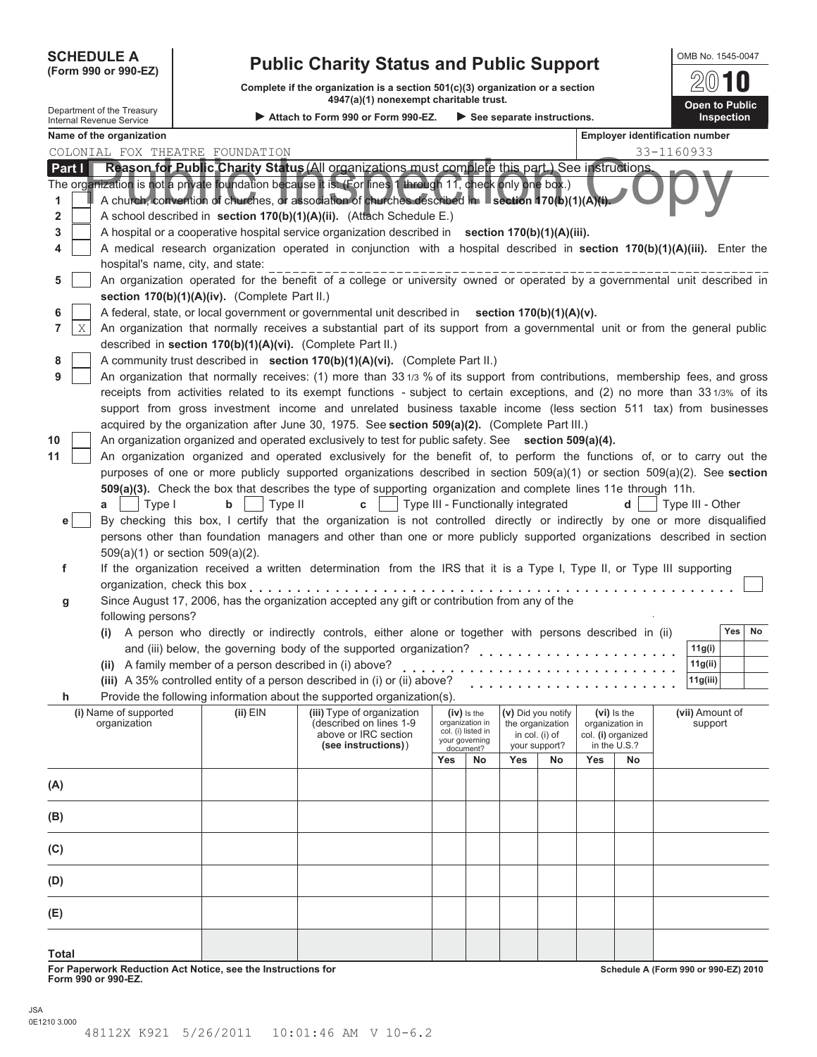**SCHEDULE A**
**(Form 990 or 990-EZ)**

Department of the Treasury
Internal Revenue Service

# Public Charity Status and Public Support

**Complete if the organization is a section 501(c)(3) organization or a section 4947(a)(1) nonexempt charitable trust.**

▶ Attach to Form 990 or Form 990-EZ. ▶ See separate instructions.

OMB No. 1545-0047

**2010**

**Open to Public Inspection**

Public Inspection Copy

**Name of the organization:** COLONIAL FOX THEATRE FOUNDATION

**Employer identification number:** 33-1160933

**Part I** **Reason for Public Charity Status** (All organizations must complete this part.) See instructions.

The organization is not a private foundation because it is: (For lines 1 through 11, check only one box.)

1. [ ] A church, convention of churches, or association of churches described in **section 170(b)(1)(A)(i).**
2. [ ] A school described in **section 170(b)(1)(A)(ii).** (Attach Schedule E.)
3. [ ] A hospital or a cooperative hospital service organization described in **section 170(b)(1)(A)(iii).**
4. [ ] A medical research organization operated in conjunction with a hospital described in **section 170(b)(1)(A)(iii).** Enter the hospital's name, city, and state: ______________________
5. [ ] An organization operated for the benefit of a college or university owned or operated by a governmental unit described in **section 170(b)(1)(A)(iv).** (Complete Part II.)
6. [ ] A federal, state, or local government or governmental unit described in **section 170(b)(1)(A)(v).**
7. [X] An organization that normally receives a substantial part of its support from a governmental unit or from the general public described in **section 170(b)(1)(A)(vi).** (Complete Part II.)
8. [ ] A community trust described in **section 170(b)(1)(A)(vi).** (Complete Part II.)
9. [ ] An organization that normally receives: (1) more than 33 1/3 % of its support from contributions, membership fees, and gross receipts from activities related to its exempt functions - subject to certain exceptions, and (2) no more than 33 1/3% of its support from gross investment income and unrelated business taxable income (less section 511 tax) from businesses acquired by the organization after June 30, 1975. See **section 509(a)(2).** (Complete Part III.)
10. [ ] An organization organized and operated exclusively to test for public safety. See **section 509(a)(4).**
11. [ ] An organization organized and operated exclusively for the benefit of, to perform the functions of, or to carry out the purposes of one or more publicly supported organizations described in section 509(a)(1) or section 509(a)(2). See **section 509(a)(3).** Check the box that describes the type of supporting organization and complete lines 11e through 11h.
   - **a** [ ] Type I **b** [ ] Type II **c** [ ] Type III - Functionally integrated **d** [ ] Type III - Other
   - **e** [ ] By checking this box, I certify that the organization is not controlled directly or indirectly by one or more disqualified persons other than foundation managers and other than one or more publicly supported organizations described in section 509(a)(1) or section 509(a)(2).
   - **f** If the organization received a written determination from the IRS that it is a Type I, Type II, or Type III supporting organization, check this box . . . . [ ]
   - **g** Since August 17, 2006, has the organization accepted any gift or contribution from any of the following persons?

| | | Yes | No |
|---|---|---|---|
| **(i)** A person who directly or indirectly controls, either alone or together with persons described in (ii) and (iii) below, the governing body of the supported organization? | 11g(i) | | |
| **(ii)** A family member of a person described in (i) above? | 11g(ii) | | |
| **(iii)** A 35% controlled entity of a person described in (i) or (ii) above? | 11g(iii) | | |

   - **h** Provide the following information about the supported organization(s).

| | (i) Name of supported organization | (ii) EIN | (iii) Type of organization (described on lines 1-9 above or IRC section **(see instructions)**) | (iv) Is the organization in col. (i) listed in your governing document? Yes | No | (v) Did you notify the organization in col. (i) of your support? Yes | No | (vi) Is the organization in col. (i) organized in the U.S.? Yes | No | (vii) Amount of support |
|---|---|---|---|---|---|---|---|---|---|---|
| (A) | | | | | | | | | | |
| (B) | | | | | | | | | | |
| (C) | | | | | | | | | | |
| (D) | | | | | | | | | | |
| (E) | | | | | | | | | | |
| **Total** | | | | | | | | | | |

**For Paperwork Reduction Act Notice, see the Instructions for Form 990 or 990-EZ.** **Schedule A (Form 990 or 990-EZ) 2010**

JSA
0E1210 3.000
48112X K921 5/26/2011 10:01:46 AM V 10-6.2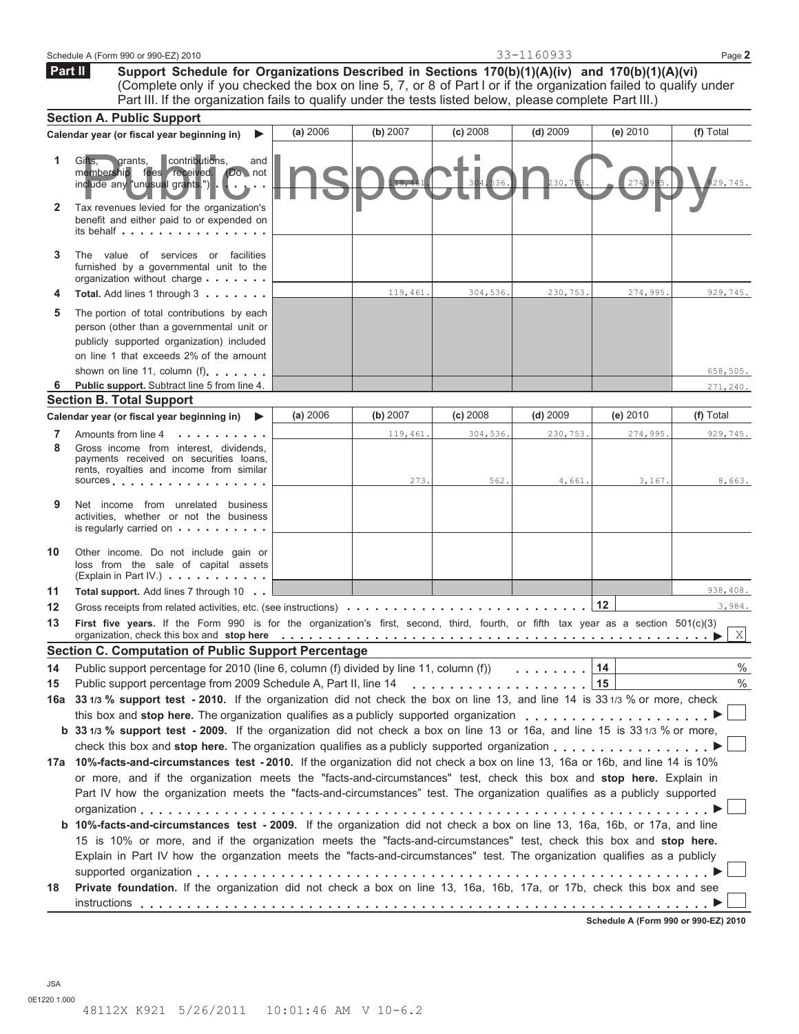33-1160933

## Part II Support Schedule for Organizations Described in Sections 170(b)(1)(A)(iv) and 170(b)(1)(A)(vi)

(Complete only if you checked the box on line 5, 7, or 8 of Part I or if the organization failed to qualify under Part III. If the organization fails to qualify under the tests listed below, please complete Part III.)

### Section A. Public Support

| Calendar year (or fiscal year beginning in) ▶ | (a) 2006 | (b) 2007 | (c) 2008 | (d) 2009 | (e) 2010 | (f) Total |
|---|---|---|---|---|---|---|
| **1** Gifts, grants, contributions, and membership fees received. (Do not include any "unusual grants.") | | 119,461. | 304,536. | 230,753. | 274,995. | 929,745. |
| **2** Tax revenues levied for the organization's benefit and either paid to or expended on its behalf | | | | | | |
| **3** The value of services or facilities furnished by a governmental unit to the organization without charge | | | | | | |
| **4** **Total.** Add lines 1 through 3 | | 119,461. | 304,536. | 230,753. | 274,995. | 929,745. |
| **5** The portion of total contributions by each person (other than a governmental unit or publicly supported organization) included on line 1 that exceeds 2% of the amount shown on line 11, column (f) | | | | | | 658,505. |
| **6** **Public support.** Subtract line 5 from line 4. | | | | | | 271,240. |

### Section B. Total Support

| Calendar year (or fiscal year beginning in) ▶ | (a) 2006 | (b) 2007 | (c) 2008 | (d) 2009 | (e) 2010 | (f) Total |
|---|---|---|---|---|---|---|
| **7** Amounts from line 4 | | 119,461. | 304,536. | 230,753. | 274,995. | 929,745. |
| **8** Gross income from interest, dividends, payments received on securities loans, rents, royalties and income from similar sources | | 273. | 562. | 4,661. | 3,167. | 8,663. |
| **9** Net income from unrelated business activities, whether or not the business is regularly carried on | | | | | | |
| **10** Other income. Do not include gain or loss from the sale of capital assets (Explain in Part IV.) | | | | | | |
| **11** **Total support.** Add lines 7 through 10 | | | | | | 938,408. |

**12** Gross receipts from related activities, etc. (see instructions) **12** 3,984.

**13** **First five years.** If the Form 990 is for the organization's first, second, third, fourth, or fifth tax year as a section 501(c)(3) organization, check this box and **stop here** ▶ X

### Section C. Computation of Public Support Percentage

**14** Public support percentage for 2010 (line 6, column (f) divided by line 11, column (f)) **14** %

**15** Public support percentage from 2009 Schedule A, Part II, line 14 **15** %

**16a** **33 1/3 % support test - 2010.** If the organization did not check the box on line 13, and line 14 is 33 1/3 % or more, check this box and **stop here.** The organization qualifies as a publicly supported organization ▶ ☐

**b** **33 1/3 % support test - 2009.** If the organization did not check a box on line 13 or 16a, and line 15 is 33 1/3 % or more, check this box and **stop here.** The organization qualifies as a publicly supported organization ▶ ☐

**17a** **10%-facts-and-circumstances test - 2010.** If the organization did not check a box on line 13, 16a or 16b, and line 14 is 10% or more, and if the organization meets the "facts-and-circumstances" test, check this box and **stop here.** Explain in Part IV how the organization meets the "facts-and-circumstances" test. The organization qualifies as a publicly supported organization ▶ ☐

**b** **10%-facts-and-circumstances test - 2009.** If the organization did not check a box on line 13, 16a, 16b, or 17a, and line 15 is 10% or more, and if the organization meets the "facts-and-circumstances" test, check this box and **stop here.** Explain in Part IV how the organzation meets the "facts-and-circumstances" test. The organization qualifies as a publicly supported organization ▶ ☐

**18** **Private foundation.** If the organization did not check a box on line 13, 16a, 16b, 17a, or 17b, check this box and see instructions ▶ ☐

**Schedule A (Form 990 or 990-EZ) 2010**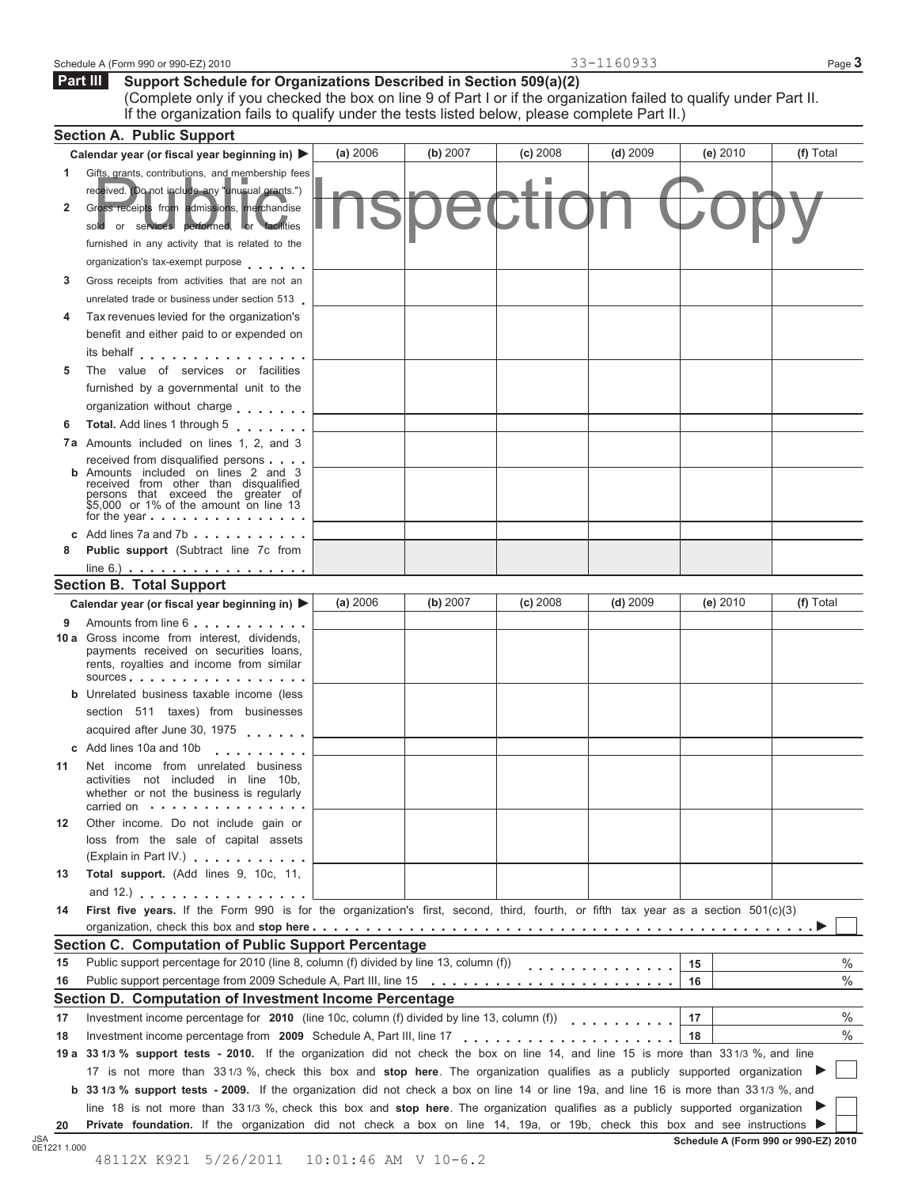33-1160933

## Part III Support Schedule for Organizations Described in Section 509(a)(2)

(Complete only if you checked the box on line 9 of Part I or if the organization failed to qualify under Part II. If the organization fails to qualify under the tests listed below, please complete Part II.)

Public Inspection Copy

### Section A. Public Support

| Calendar year (or fiscal year beginning in) ▶ | (a) 2006 | (b) 2007 | (c) 2008 | (d) 2009 | (e) 2010 | (f) Total |
|---|---|---|---|---|---|---|
| 1 Gifts, grants, contributions, and membership fees received. (Do not include any "unusual grants.") | | | | | | |
| 2 Gross receipts from admissions, merchandise sold or services performed, or facilities furnished in any activity that is related to the organization's tax-exempt purpose | | | | | | |
| 3 Gross receipts from activities that are not an unrelated trade or business under section 513 | | | | | | |
| 4 Tax revenues levied for the organization's benefit and either paid to or expended on its behalf | | | | | | |
| 5 The value of services or facilities furnished by a governmental unit to the organization without charge | | | | | | |
| 6 **Total.** Add lines 1 through 5 | | | | | | |
| 7a Amounts included on lines 1, 2, and 3 received from disqualified persons | | | | | | |
| b Amounts included on lines 2 and 3 received from other than disqualified persons that exceed the greater of $5,000 or 1% of the amount on line 13 for the year | | | | | | |
| c Add lines 7a and 7b | | | | | | |
| 8 **Public support** (Subtract line 7c from line 6.) | | | | | | |

### Section B. Total Support

| Calendar year (or fiscal year beginning in) ▶ | (a) 2006 | (b) 2007 | (c) 2008 | (d) 2009 | (e) 2010 | (f) Total |
|---|---|---|---|---|---|---|
| 9 Amounts from line 6 | | | | | | |
| 10a Gross income from interest, dividends, payments received on securities loans, rents, royalties and income from similar sources | | | | | | |
| b Unrelated business taxable income (less section 511 taxes) from businesses acquired after June 30, 1975 | | | | | | |
| c Add lines 10a and 10b | | | | | | |
| 11 Net income from unrelated business activities not included in line 10b, whether or not the business is regularly carried on | | | | | | |
| 12 Other income. Do not include gain or loss from the sale of capital assets (Explain in Part IV.) | | | | | | |
| 13 **Total support.** (Add lines 9, 10c, 11, and 12.) | | | | | | |

14 **First five years.** If the Form 990 is for the organization's first, second, third, fourth, or fifth tax year as a section 501(c)(3) organization, check this box and **stop here** ▶ ☐

### Section C. Computation of Public Support Percentage

15 Public support percentage for 2010 (line 8, column (f) divided by line 13, column (f)) | 15 | %

16 Public support percentage from 2009 Schedule A, Part III, line 15 | 16 | %

### Section D. Computation of Investment Income Percentage

17 Investment income percentage for **2010** (line 10c, column (f) divided by line 13, column (f)) | 17 | %

18 Investment income percentage from **2009** Schedule A, Part III, line 17 | 18 | %

19a **33 1/3 % support tests - 2010.** If the organization did not check the box on line 14, and line 15 is more than 33 1/3 %, and line 17 is not more than 33 1/3 %, check this box and **stop here**. The organization qualifies as a publicly supported organization ▶ ☐

b **33 1/3 % support tests - 2009.** If the organization did not check a box on line 14 or line 19a, and line 16 is more than 33 1/3 %, and line 18 is not more than 33 1/3 %, check this box and **stop here**. The organization qualifies as a publicly supported organization ▶ ☐

20 **Private foundation.** If the organization did not check a box on line 14, 19a, or 19b, check this box and see instructions ▶ ☐

JSA 0E1221 1.000

48112X K921 5/26/2011 10:01:46 AM V 10-6.2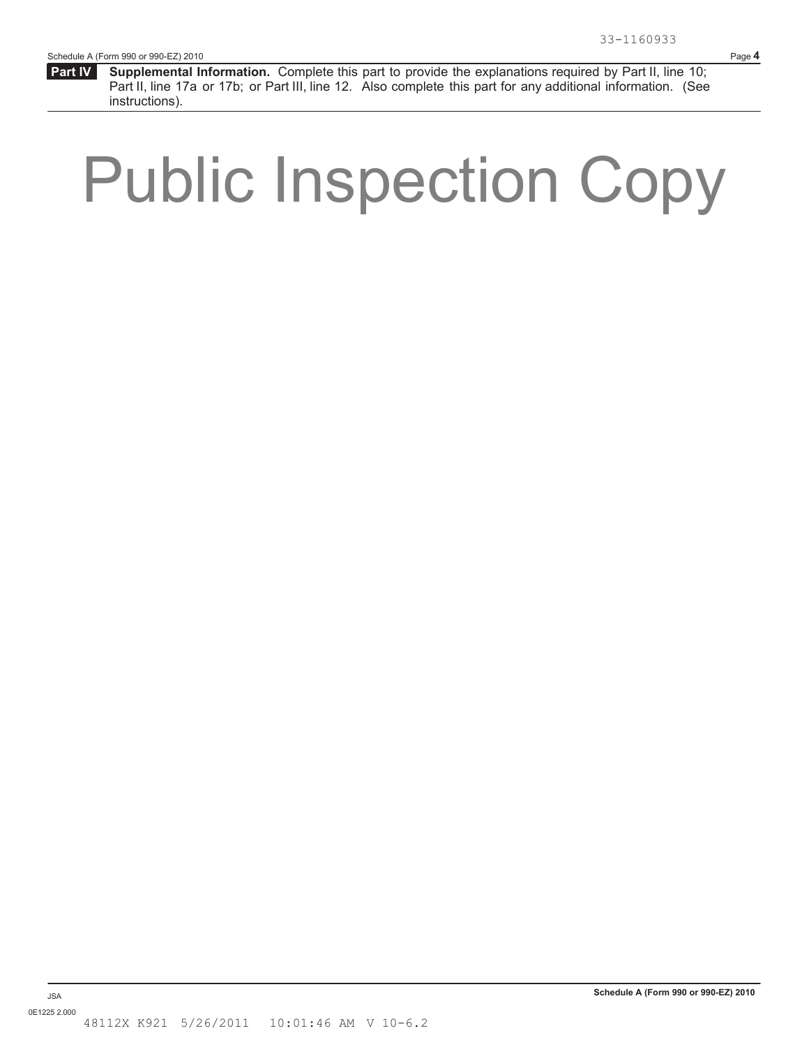33-1160933

**Part IV** **Supplemental Information.** Complete this part to provide the explanations required by Part II, line 10; Part II, line 17a or 17b; or Part III, line 12. Also complete this part for any additional information. (See instructions).

# Public Inspection Copy

JSA

0E1225 2.000

48112X K921 5/26/2011 10:01:46 AM V 10-6.2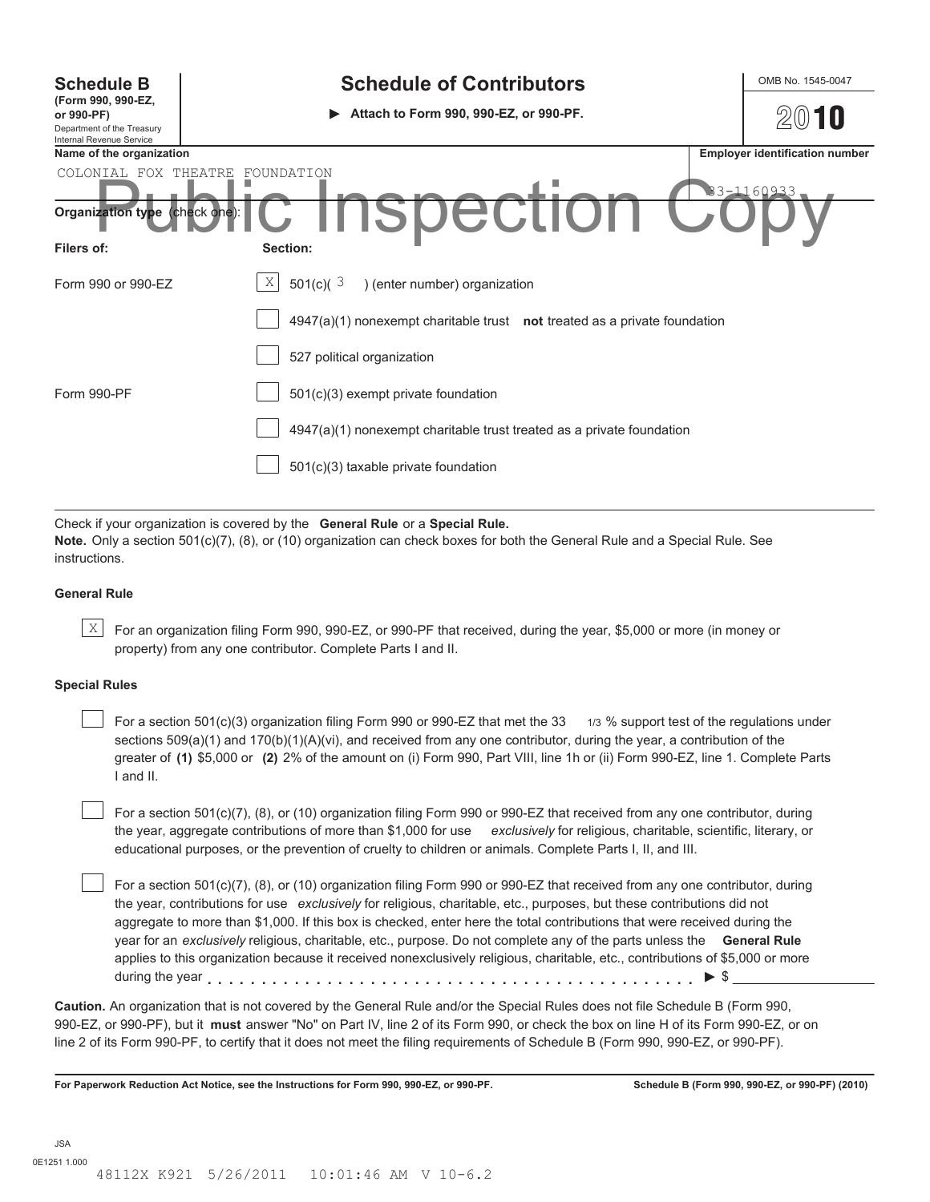**Schedule B**
**(Form 990, 990-EZ, or 990-PF)**
Department of the Treasury
Internal Revenue Service

# Schedule of Contributors

▶ **Attach to Form 990, 990-EZ, or 990-PF.**

OMB No. 1545-0047

**2010**

**Name of the organization**
COLONIAL FOX THEATRE FOUNDATION

**Employer identification number**
33-1160933

Public Inspection Copy

**Organization type** (check one):

| Filers of: | Section: |
|---|---|
| Form 990 or 990-EZ | [X] 501(c)( 3 ) (enter number) organization |
| | [ ] 4947(a)(1) nonexempt charitable trust **not** treated as a private foundation |
| | [ ] 527 political organization |
| Form 990-PF | [ ] 501(c)(3) exempt private foundation |
| | [ ] 4947(a)(1) nonexempt charitable trust treated as a private foundation |
| | [ ] 501(c)(3) taxable private foundation |

Check if your organization is covered by the **General Rule** or a **Special Rule.**
**Note.** Only a section 501(c)(7), (8), or (10) organization can check boxes for both the General Rule and a Special Rule. See instructions.

### General Rule

[X] For an organization filing Form 990, 990-EZ, or 990-PF that received, during the year, $5,000 or more (in money or property) from any one contributor. Complete Parts I and II.

### Special Rules

[ ] For a section 501(c)(3) organization filing Form 990 or 990-EZ that met the 33 1/3 % support test of the regulations under sections 509(a)(1) and 170(b)(1)(A)(vi), and received from any one contributor, during the year, a contribution of the greater of **(1)** $5,000 or **(2)** 2% of the amount on (i) Form 990, Part VIII, line 1h or (ii) Form 990-EZ, line 1. Complete Parts I and II.

[ ] For a section 501(c)(7), (8), or (10) organization filing Form 990 or 990-EZ that received from any one contributor, during the year, aggregate contributions of more than $1,000 for use *exclusively* for religious, charitable, scientific, literary, or educational purposes, or the prevention of cruelty to children or animals. Complete Parts I, II, and III.

[ ] For a section 501(c)(7), (8), or (10) organization filing Form 990 or 990-EZ that received from any one contributor, during the year, contributions for use *exclusively* for religious, charitable, etc., purposes, but these contributions did not aggregate to more than $1,000. If this box is checked, enter here the total contributions that were received during the year for an *exclusively* religious, charitable, etc., purpose. Do not complete any of the parts unless the **General Rule** applies to this organization because it received nonexclusively religious, charitable, etc., contributions of $5,000 or more during the year . . . . . . . . . . . . . . . . . . . . . . . . . . . . . . . . . . . . . . . . . ▶ $ ___________

**Caution.** An organization that is not covered by the General Rule and/or the Special Rules does not file Schedule B (Form 990, 990-EZ, or 990-PF), but it **must** answer "No" on Part IV, line 2 of its Form 990, or check the box on line H of its Form 990-EZ, or on line 2 of its Form 990-PF, to certify that it does not meet the filing requirements of Schedule B (Form 990, 990-EZ, or 990-PF).

**For Paperwork Reduction Act Notice, see the Instructions for Form 990, 990-EZ, or 990-PF.** **Schedule B (Form 990, 990-EZ, or 990-PF) (2010)**

JSA
0E1251 1.000
48112X K921 5/26/2011 10:01:46 AM V 10-6.2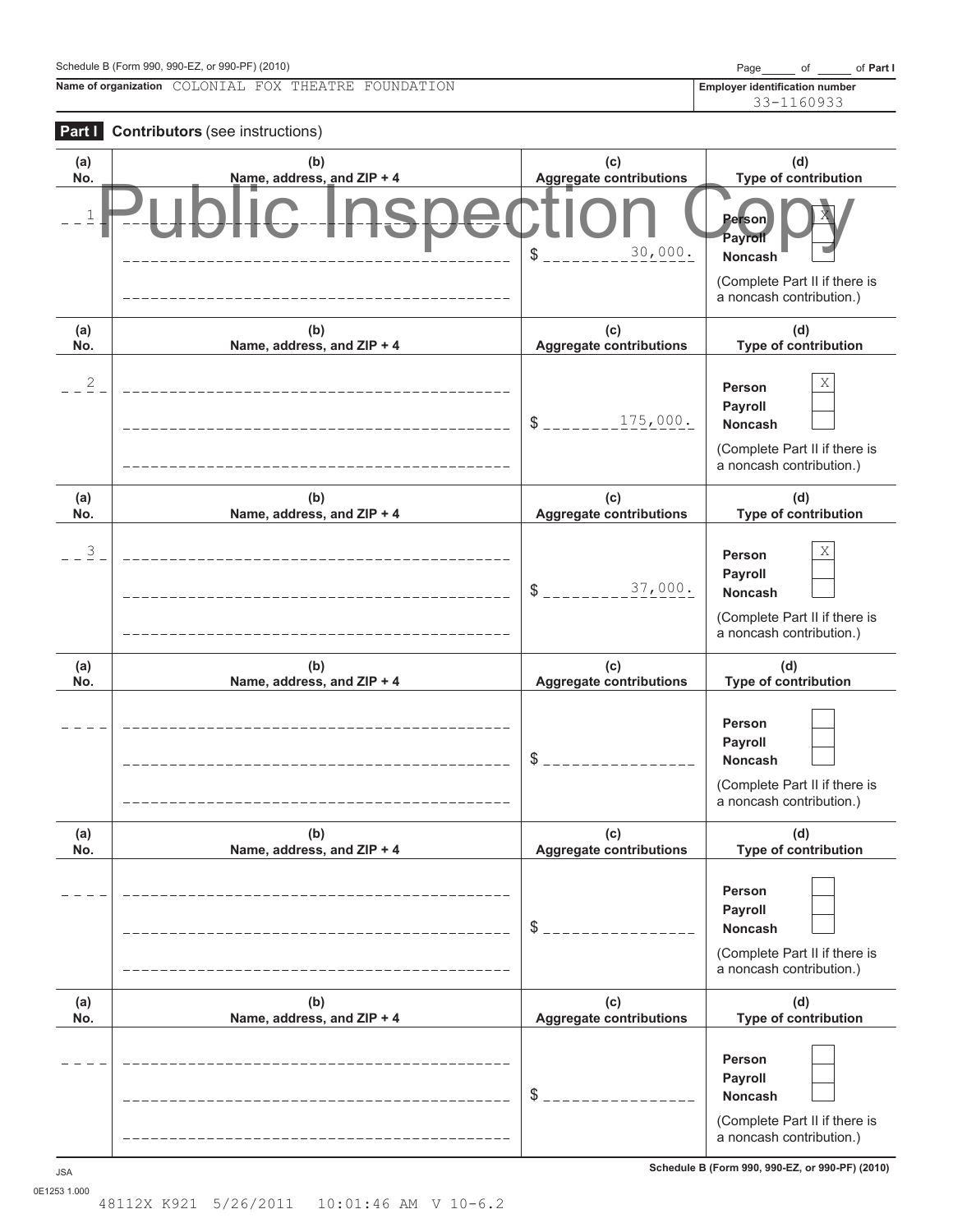Schedule B (Form 990, 990-EZ, or 990-PF) (2010)

Page ____ of ____ of **Part I**

**Name of organization** COLONIAL FOX THEATRE FOUNDATION

**Employer identification number** 33-1160933

Public Inspection Copy

## Part I Contributors (see instructions)

| (a) No. | (b) Name, address, and ZIP + 4 | (c) Aggregate contributions | (d) Type of contribution |
|---|---|---|---|
| 1 | | $ 30,000. | Person [X] Payroll [ ] Noncash [ ] (Complete Part II if there is a noncash contribution.) |
| 2 | | $ 175,000. | Person [X] Payroll [ ] Noncash [ ] (Complete Part II if there is a noncash contribution.) |
| 3 | | $ 37,000. | Person [X] Payroll [ ] Noncash [ ] (Complete Part II if there is a noncash contribution.) |
| | | $ | Person [ ] Payroll [ ] Noncash [ ] (Complete Part II if there is a noncash contribution.) |
| | | $ | Person [ ] Payroll [ ] Noncash [ ] (Complete Part II if there is a noncash contribution.) |
| | | $ | Person [ ] Payroll [ ] Noncash [ ] (Complete Part II if there is a noncash contribution.) |

JSA

0E1253 1.000

Schedule B (Form 990, 990-EZ, or 990-PF) (2010)

48112X K921 5/26/2011 10:01:46 AM V 10-6.2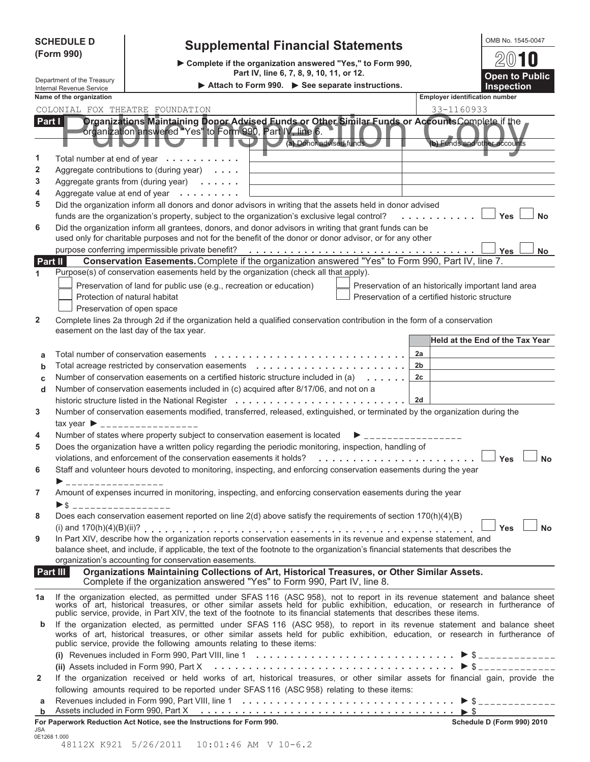**SCHEDULE D (Form 990)**

Department of the Treasury
Internal Revenue Service

# Supplemental Financial Statements

▶ Complete if the organization answered "Yes," to Form 990, Part IV, line 6, 7, 8, 9, 10, 11, or 12.

▶ Attach to Form 990. ▶ See separate instructions.

OMB No. 1545-0047

**2010**

**Open to Public Inspection**

Public Inspection Copy

| Name of the organization | Employer identification number |
|---|---|
| COLONIAL FOX THEATRE FOUNDATION | 33-1160933 |

**Part I — Organizations Maintaining Donor Advised Funds or Other Similar Funds or Accounts.** Complete if the organization answered "Yes" to Form 990, Part IV, line 6.

| | | (a) Donor advised funds | (b) Funds and other accounts |
|---|---|---|---|
| 1 | Total number at end of year | | |
| 2 | Aggregate contributions to (during year) | | |
| 3 | Aggregate grants from (during year) | | |
| 4 | Aggregate value at end of year | | |

5 Did the organization inform all donors and donor advisors in writing that the assets held in donor advised funds are the organization's property, subject to the organization's exclusive legal control? ☐ Yes ☐ No

6 Did the organization inform all grantees, donors, and donor advisors in writing that grant funds can be used only for charitable purposes and not for the benefit of the donor or donor advisor, or for any other purpose conferring impermissible private benefit? ☐ Yes ☐ No

**Part II — Conservation Easements.** Complete if the organization answered "Yes" to Form 990, Part IV, line 7.

1 Purpose(s) of conservation easements held by the organization (check all that apply).

- ☐ Preservation of land for public use (e.g., recreation or education)
- ☐ Protection of natural habitat
- ☐ Preservation of open space
- ☐ Preservation of an historically important land area
- ☐ Preservation of a certified historic structure

2 Complete lines 2a through 2d if the organization held a qualified conservation contribution in the form of a conservation easement on the last day of the tax year.

| | | | Held at the End of the Tax Year |
|---|---|---|---|
| a | Total number of conservation easements | 2a | |
| b | Total acreage restricted by conservation easements | 2b | |
| c | Number of conservation easements on a certified historic structure included in (a) | 2c | |
| d | Number of conservation easements included in (c) acquired after 8/17/06, and not on a historic structure listed in the National Register | 2d | |

3 Number of conservation easements modified, transferred, released, extinguished, or terminated by the organization during the tax year ▶ ________________

4 Number of states where property subject to conservation easement is located ▶ ________________

5 Does the organization have a written policy regarding the periodic monitoring, inspection, handling of violations, and enforcement of the conservation easements it holds? ☐ Yes ☐ No

6 Staff and volunteer hours devoted to monitoring, inspecting, and enforcing conservation easements during the year ▶ ________________

7 Amount of expenses incurred in monitoring, inspecting, and enforcing conservation easements during the year ▶ $ ________________

8 Does each conservation easement reported on line 2(d) above satisfy the requirements of section 170(h)(4)(B)(i) and 170(h)(4)(B)(ii)? ☐ Yes ☐ No

9 In Part XIV, describe how the organization reports conservation easements in its revenue and expense statement, and balance sheet, and include, if applicable, the text of the footnote to the organization's financial statements that describes the organization's accounting for conservation easements.

**Part III — Organizations Maintaining Collections of Art, Historical Treasures, or Other Similar Assets.** Complete if the organization answered "Yes" to Form 990, Part IV, line 8.

1a If the organization elected, as permitted under SFAS 116 (ASC 958), not to report in its revenue statement and balance sheet works of art, historical treasures, or other similar assets held for public exhibition, education, or research in furtherance of public service, provide, in Part XIV, the text of the footnote to its financial statements that describes these items.

b If the organization elected, as permitted under SFAS 116 (ASC 958), to report in its revenue statement and balance sheet works of art, historical treasures, or other similar assets held for public exhibition, education, or research in furtherance of public service, provide the following amounts relating to these items:

(i) Revenues included in Form 990, Part VIII, line 1 ▶ $ ____________

(ii) Assets included in Form 990, Part X ▶ $ ____________

2 If the organization received or held works of art, historical treasures, or other similar assets for financial gain, provide the following amounts required to be reported under SFAS 116 (ASC 958) relating to these items:

a Revenues included in Form 990, Part VIII, line 1 ▶ $ ____________

b Assets included in Form 990, Part X ▶ $

**For Paperwork Reduction Act Notice, see the Instructions for Form 990.** Schedule D (Form 990) 2010

JSA
0E1268 1.000
48112X K921 5/26/2011 10:01:46 AM V 10-6.2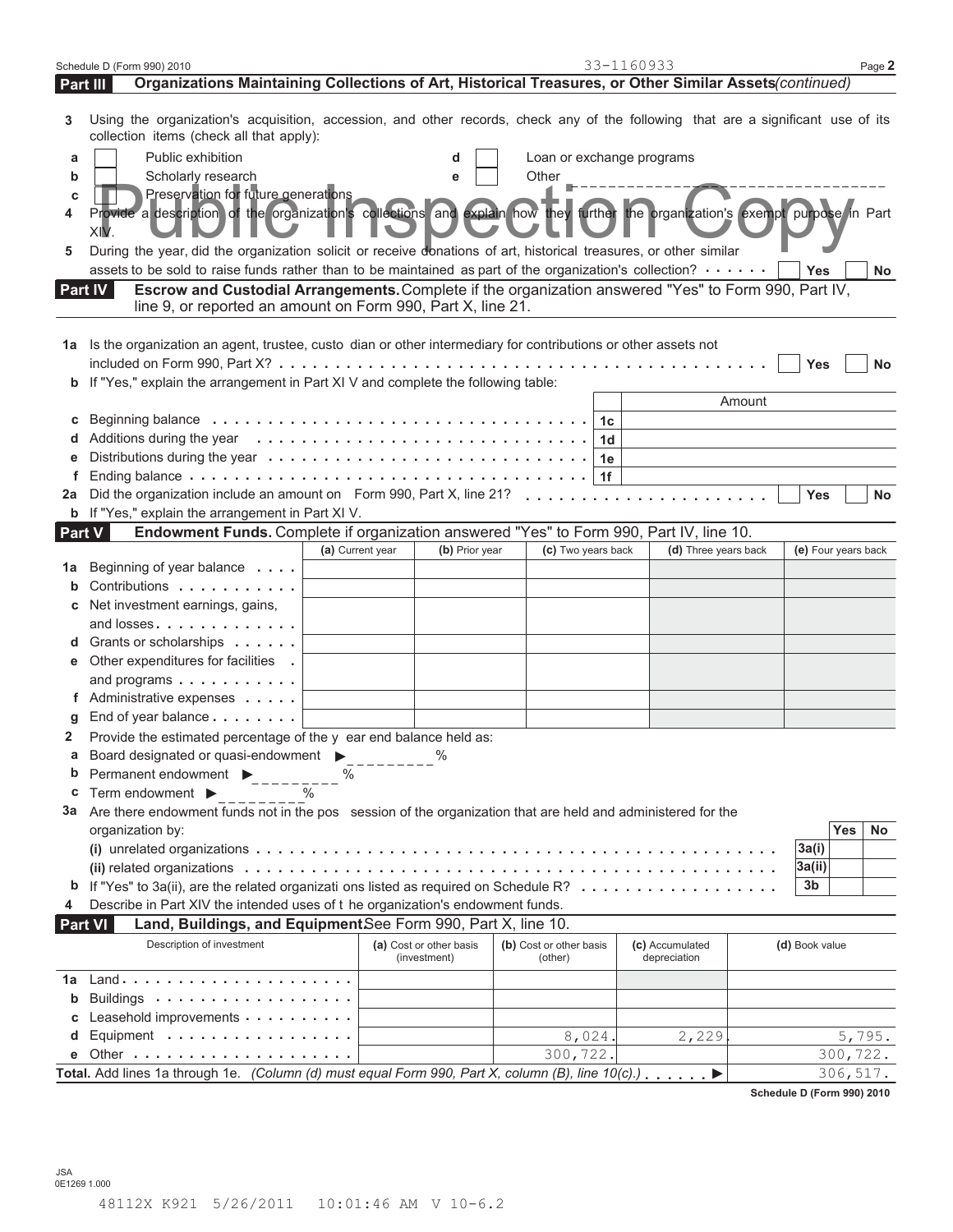Schedule D (Form 990) 2010 33-1160933

## Part III Organizations Maintaining Collections of Art, Historical Treasures, or Other Similar Assets *(continued)*

**3** Using the organization's acquisition, accession, and other records, check any of the following that are a significant use of its collection items (check all that apply):

- **a** ☐ Public exhibition
- **b** ☐ Scholarly research
- **c** ☐ Preservation for future generations
- **d** ☐ Loan or exchange programs
- **e** ☐ Other ______________________________

**4** Provide a description of the organization's collections and explain how they further the organization's exempt purpose in Part XIV.

**5** During the year, did the organization solicit or receive donations of art, historical treasures, or other similar assets to be sold to raise funds rather than to be maintained as part of the organization's collection? ☐ Yes ☐ No

Public Inspection Copy

## Part IV Escrow and Custodial Arrangements.

Complete if the organization answered "Yes" to Form 990, Part IV, line 9, or reported an amount on Form 990, Part X, line 21.

**1a** Is the organization an agent, trustee, custodian or other intermediary for contributions or other assets not included on Form 990, Part X? ☐ Yes ☐ No

**b** If "Yes," explain the arrangement in Part XIV and complete the following table:

| | | Amount |
|---|---|---|
| **c** Beginning balance | 1c | |
| **d** Additions during the year | 1d | |
| **e** Distributions during the year | 1e | |
| **f** Ending balance | 1f | |

**2a** Did the organization include an amount on Form 990, Part X, line 21? ☐ Yes ☐ No

**b** If "Yes," explain the arrangement in Part XIV.

## Part V Endowment Funds.

Complete if organization answered "Yes" to Form 990, Part IV, line 10.

| | (a) Current year | (b) Prior year | (c) Two years back | (d) Three years back | (e) Four years back |
|---|---|---|---|---|---|
| **1a** Beginning of year balance | | | | | |
| **b** Contributions | | | | | |
| **c** Net investment earnings, gains, and losses | | | | | |
| **d** Grants or scholarships | | | | | |
| **e** Other expenditures for facilities and programs | | | | | |
| **f** Administrative expenses | | | | | |
| **g** End of year balance | | | | | |

**2** Provide the estimated percentage of the year end balance held as:

- **a** Board designated or quasi-endowment ▶ ________ %
- **b** Permanent endowment ▶ ________ %
- **c** Term endowment ▶ ________ %

**3a** Are there endowment funds not in the possession of the organization that are held and administered for the organization by:

| | | Yes | No |
|---|---|---|---|
| **(i)** unrelated organizations | 3a(i) | | |
| **(ii)** related organizations | 3a(ii) | | |
| **b** If "Yes" to 3a(ii), are the related organizations listed as required on Schedule R? | 3b | | |

**4** Describe in Part XIV the intended uses of the organization's endowment funds.

## Part VI Land, Buildings, and Equipment.

See Form 990, Part X, line 10.

| Description of investment | (a) Cost or other basis (investment) | (b) Cost or other basis (other) | (c) Accumulated depreciation | (d) Book value |
|---|---|---|---|---|
| **1a** Land | | | | |
| **b** Buildings | | | | |
| **c** Leasehold improvements | | | | |
| **d** Equipment | | 8,024. | 2,229. | 5,795. |
| **e** Other | | 300,722. | | 300,722. |
| **Total.** Add lines 1a through 1e. *(Column (d) must equal Form 990, Part X, column (B), line 10(c).)* ▶ | | | | 306,517. |

Schedule D (Form 990) 2010

JSA
0E1269 1.000

48112X K921 5/26/2011 10:01:46 AM V 10-6.2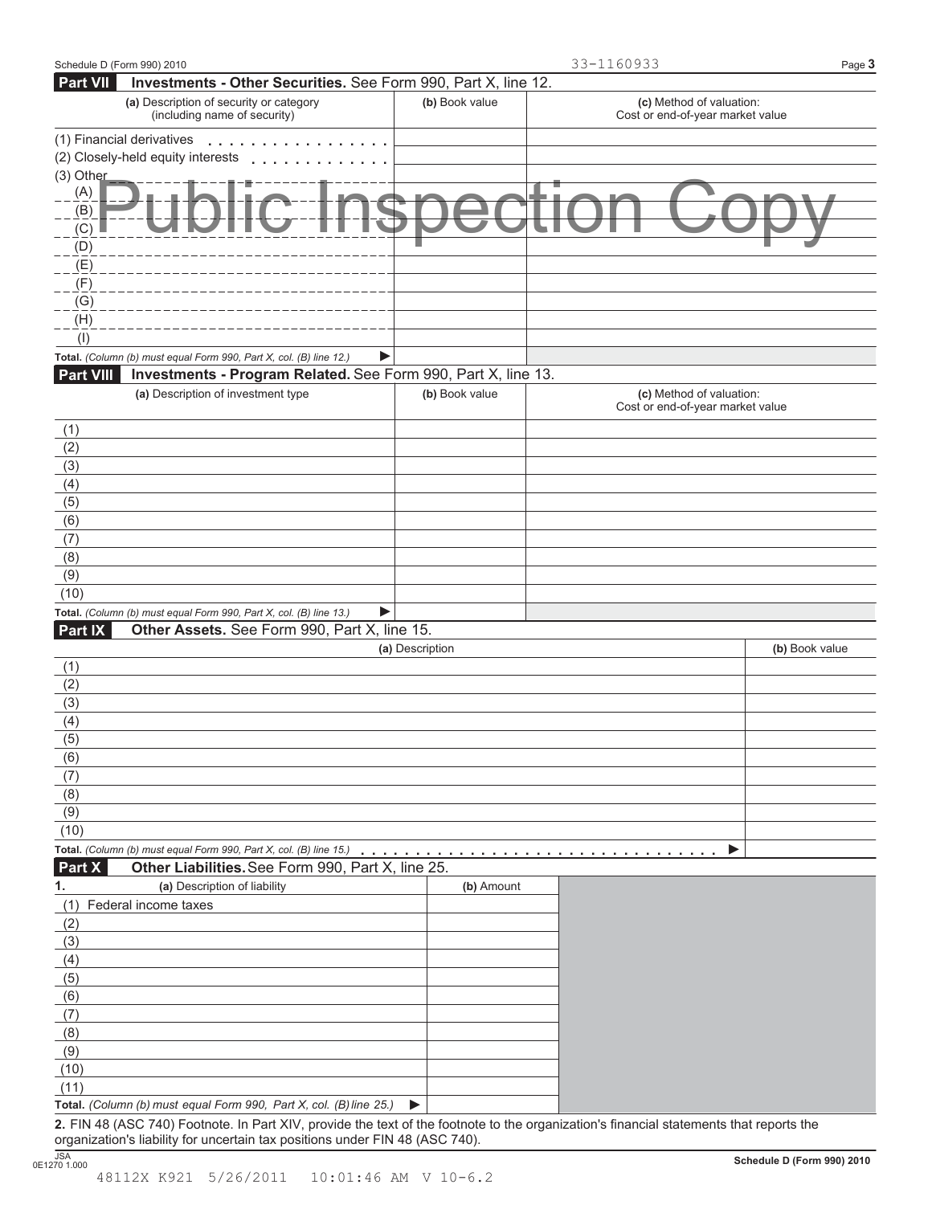Schedule D (Form 990) 2010 33-1160933

## Part VII Investments - Other Securities. See Form 990, Part X, line 12.

| (a) Description of security or category (including name of security) | (b) Book value | (c) Method of valuation: Cost or end-of-year market value |
|---|---|---|
| (1) Financial derivatives | | |
| (2) Closely-held equity interests | | |
| (3) Other | | |
| (A) | | |
| (B) | | |
| (C) | | |
| (D) | | |
| (E) | | |
| (F) | | |
| (G) | | |
| (H) | | |
| (I) | | |
| **Total.** *(Column (b) must equal Form 990, Part X, col. (B) line 12.)* ▶ | | |

Public Inspection Copy

## Part VIII Investments - Program Related. See Form 990, Part X, line 13.

| (a) Description of investment type | (b) Book value | (c) Method of valuation: Cost or end-of-year market value |
|---|---|---|
| (1) | | |
| (2) | | |
| (3) | | |
| (4) | | |
| (5) | | |
| (6) | | |
| (7) | | |
| (8) | | |
| (9) | | |
| (10) | | |
| **Total.** *(Column (b) must equal Form 990, Part X, col. (B) line 13.)* ▶ | | |

## Part IX Other Assets. See Form 990, Part X, line 15.

| (a) Description | (b) Book value |
|---|---|
| (1) | |
| (2) | |
| (3) | |
| (4) | |
| (5) | |
| (6) | |
| (7) | |
| (8) | |
| (9) | |
| (10) | |
| **Total.** *(Column (b) must equal Form 990, Part X, col. (B) line 15.)* ▶ | |

## Part X Other Liabilities. See Form 990, Part X, line 25.

| 1. (a) Description of liability | (b) Amount |
|---|---|
| (1) Federal income taxes | |
| (2) | |
| (3) | |
| (4) | |
| (5) | |
| (6) | |
| (7) | |
| (8) | |
| (9) | |
| (10) | |
| (11) | |
| **Total.** *(Column (b) must equal Form 990, Part X, col. (B) line 25.)* ▶ | |

**2.** FIN 48 (ASC 740) Footnote. In Part XIV, provide the text of the footnote to the organization's financial statements that reports the organization's liability for uncertain tax positions under FIN 48 (ASC 740).

JSA 0E1270 1.000 Schedule D (Form 990) 2010

48112X K921 5/26/2011 10:01:46 AM V 10-6.2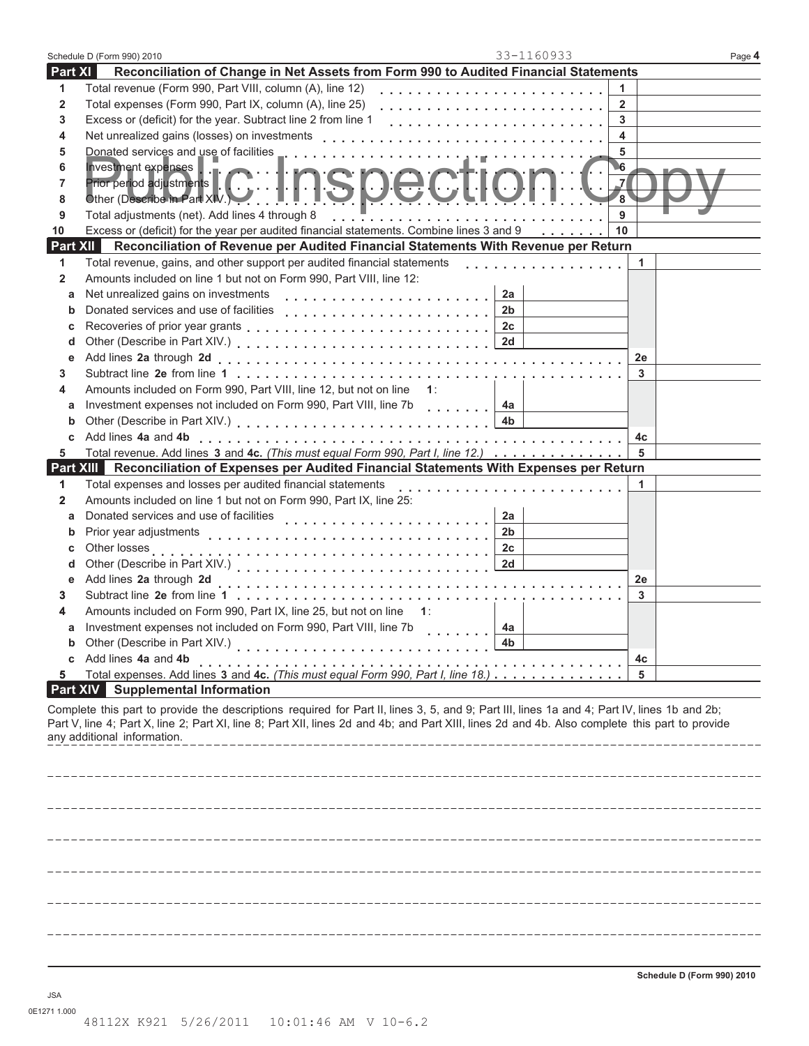Schedule D (Form 990) 2010 33-1160933

## Part XI Reconciliation of Change in Net Assets from Form 990 to Audited Financial Statements

| | | | |
|---|---|---|---|
| 1 | Total revenue (Form 990, Part VIII, column (A), line 12) | 1 | |
| 2 | Total expenses (Form 990, Part IX, column (A), line 25) | 2 | |
| 3 | Excess or (deficit) for the year. Subtract line 2 from line 1 | 3 | |
| 4 | Net unrealized gains (losses) on investments | 4 | |
| 5 | Donated services and use of facilities | 5 | |
| 6 | Investment expenses | 6 | |
| 7 | Prior period adjustments | 7 | |
| 8 | Other (Describe in Part XIV.) | 8 | |
| 9 | Total adjustments (net). Add lines 4 through 8 | 9 | |
| 10 | Excess or (deficit) for the year per audited financial statements. Combine lines 3 and 9 | 10 | |

## Part XII Reconciliation of Revenue per Audited Financial Statements With Revenue per Return

| | | | | | |
|---|---|---|---|---|---|
| 1 | Total revenue, gains, and other support per audited financial statements | | | 1 | |
| 2 | Amounts included on line 1 but not on Form 990, Part VIII, line 12: | | | | |
| a | Net unrealized gains on investments | 2a | | | |
| b | Donated services and use of facilities | 2b | | | |
| c | Recoveries of prior year grants | 2c | | | |
| d | Other (Describe in Part XIV.) | 2d | | | |
| e | Add lines **2a** through **2d** | | | 2e | |
| 3 | Subtract line **2e** from line **1** | | | 3 | |
| 4 | Amounts included on Form 990, Part VIII, line 12, but not on line **1**: | | | | |
| a | Investment expenses not included on Form 990, Part VIII, line 7b | 4a | | | |
| b | Other (Describe in Part XIV.) | 4b | | | |
| c | Add lines **4a** and **4b** | | | 4c | |
| 5 | Total revenue. Add lines **3** and **4c.** *(This must equal Form 990, Part I, line 12.)* | | | 5 | |

## Part XIII Reconciliation of Expenses per Audited Financial Statements With Expenses per Return

| | | | | | |
|---|---|---|---|---|---|
| 1 | Total expenses and losses per audited financial statements | | | 1 | |
| 2 | Amounts included on line 1 but not on Form 990, Part IX, line 25: | | | | |
| a | Donated services and use of facilities | 2a | | | |
| b | Prior year adjustments | 2b | | | |
| c | Other losses | 2c | | | |
| d | Other (Describe in Part XIV.) | 2d | | | |
| e | Add lines **2a** through **2d** | | | 2e | |
| 3 | Subtract line **2e** from line **1** | | | 3 | |
| 4 | Amounts included on Form 990, Part IX, line 25, but not on line **1**: | | | | |
| a | Investment expenses not included on Form 990, Part VIII, line 7b | 4a | | | |
| b | Other (Describe in Part XIV.) | 4b | | | |
| c | Add lines **4a** and **4b** | | | 4c | |
| 5 | Total expenses. Add lines **3** and **4c.** *(This must equal Form 990, Part I, line 18.)* | | | 5 | |

## Part XIV Supplemental Information

Complete this part to provide the descriptions required for Part II, lines 3, 5, and 9; Part III, lines 1a and 4; Part IV, lines 1b and 2b; Part V, line 4; Part X, line 2; Part XI, line 8; Part XII, lines 2d and 4b; and Part XIII, lines 2d and 4b. Also complete this part to provide any additional information.

Schedule D (Form 990) 2010

JSA
0E1271 1.000
48112X K921 5/26/2011 10:01:46 AM V 10-6.2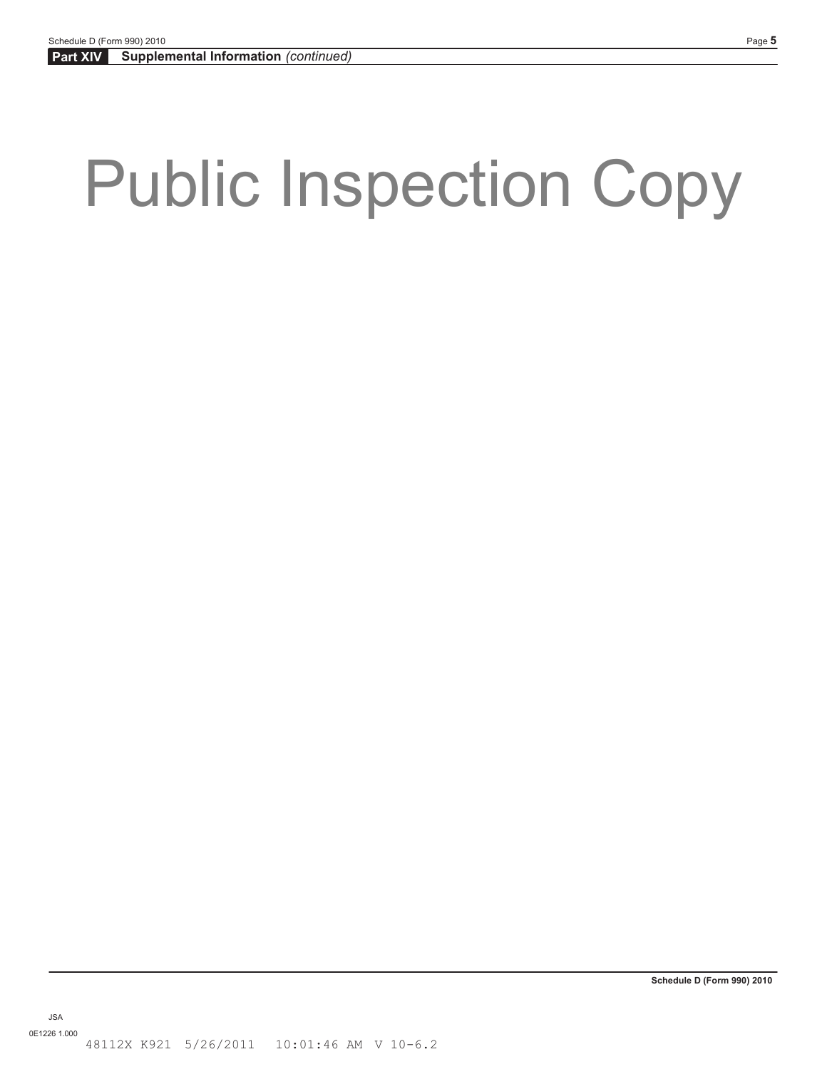**Part XIV** **Supplemental Information** *(continued)*

Public Inspection Copy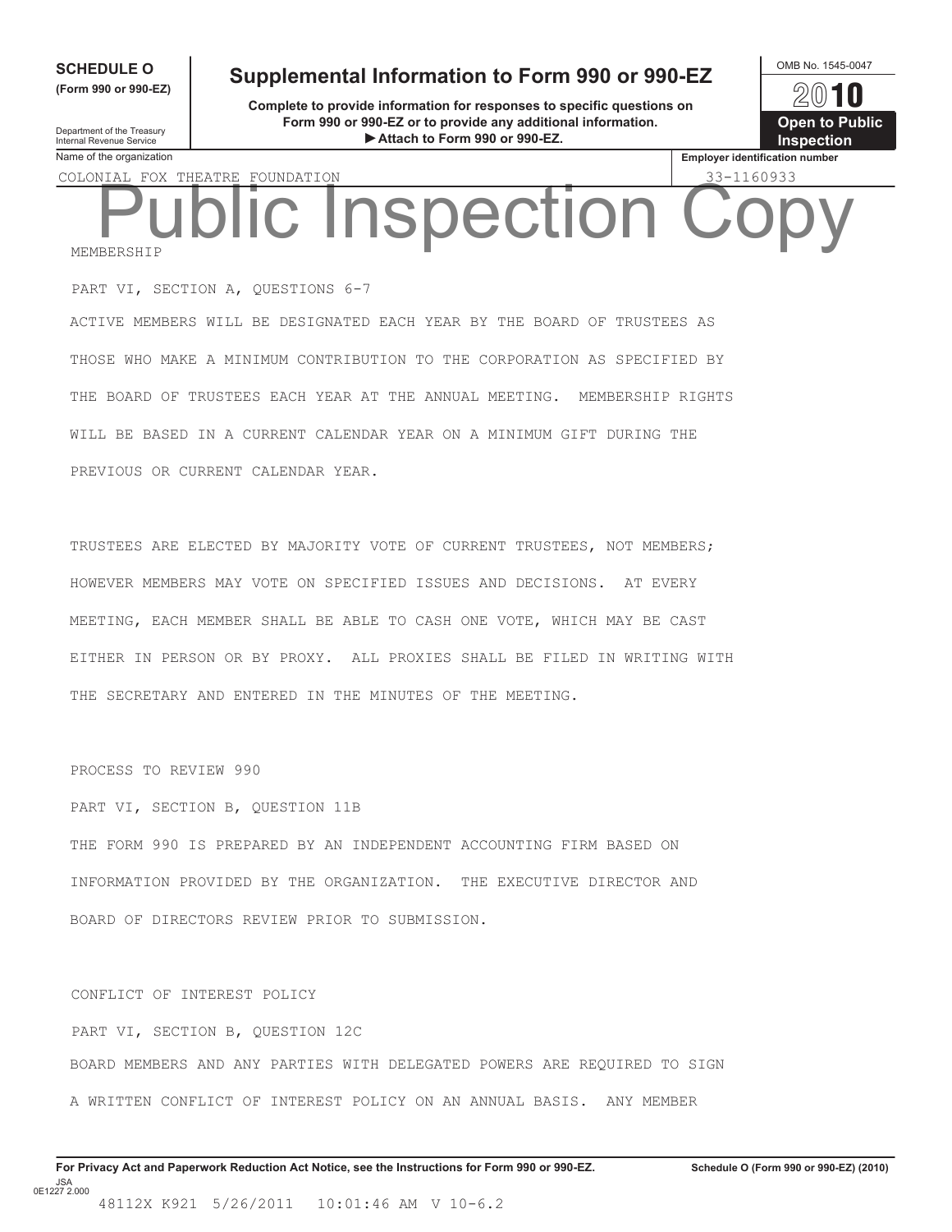**SCHEDULE O**
**(Form 990 or 990-EZ)**

Department of the Treasury
Internal Revenue Service

# Supplemental Information to Form 990 or 990-EZ

**Complete to provide information for responses to specific questions on Form 990 or 990-EZ or to provide any additional information.**
**▶ Attach to Form 990 or 990-EZ.**

OMB No. 1545-0047

**2010**

**Open to Public Inspection**

| Name of the organization | Employer identification number |
|---|---|
| COLONIAL FOX THEATRE FOUNDATION | 33-1160933 |

Public Inspection Copy

MEMBERSHIP

PART VI, SECTION A, QUESTIONS 6-7

ACTIVE MEMBERS WILL BE DESIGNATED EACH YEAR BY THE BOARD OF TRUSTEES AS THOSE WHO MAKE A MINIMUM CONTRIBUTION TO THE CORPORATION AS SPECIFIED BY THE BOARD OF TRUSTEES EACH YEAR AT THE ANNUAL MEETING. MEMBERSHIP RIGHTS WILL BE BASED IN A CURRENT CALENDAR YEAR ON A MINIMUM GIFT DURING THE PREVIOUS OR CURRENT CALENDAR YEAR.

TRUSTEES ARE ELECTED BY MAJORITY VOTE OF CURRENT TRUSTEES, NOT MEMBERS; HOWEVER MEMBERS MAY VOTE ON SPECIFIED ISSUES AND DECISIONS. AT EVERY MEETING, EACH MEMBER SHALL BE ABLE TO CASH ONE VOTE, WHICH MAY BE CAST EITHER IN PERSON OR BY PROXY. ALL PROXIES SHALL BE FILED IN WRITING WITH THE SECRETARY AND ENTERED IN THE MINUTES OF THE MEETING.

PROCESS TO REVIEW 990

PART VI, SECTION B, QUESTION 11B

THE FORM 990 IS PREPARED BY AN INDEPENDENT ACCOUNTING FIRM BASED ON INFORMATION PROVIDED BY THE ORGANIZATION. THE EXECUTIVE DIRECTOR AND BOARD OF DIRECTORS REVIEW PRIOR TO SUBMISSION.

CONFLICT OF INTEREST POLICY

PART VI, SECTION B, QUESTION 12C

BOARD MEMBERS AND ANY PARTIES WITH DELEGATED POWERS ARE REQUIRED TO SIGN A WRITTEN CONFLICT OF INTEREST POLICY ON AN ANNUAL BASIS. ANY MEMBER

**For Privacy Act and Paperwork Reduction Act Notice, see the Instructions for Form 990 or 990-EZ.** **Schedule O (Form 990 or 990-EZ) (2010)**

JSA
0E1227 2.000
48112X K921 5/26/2011 10:01:46 AM V 10-6.2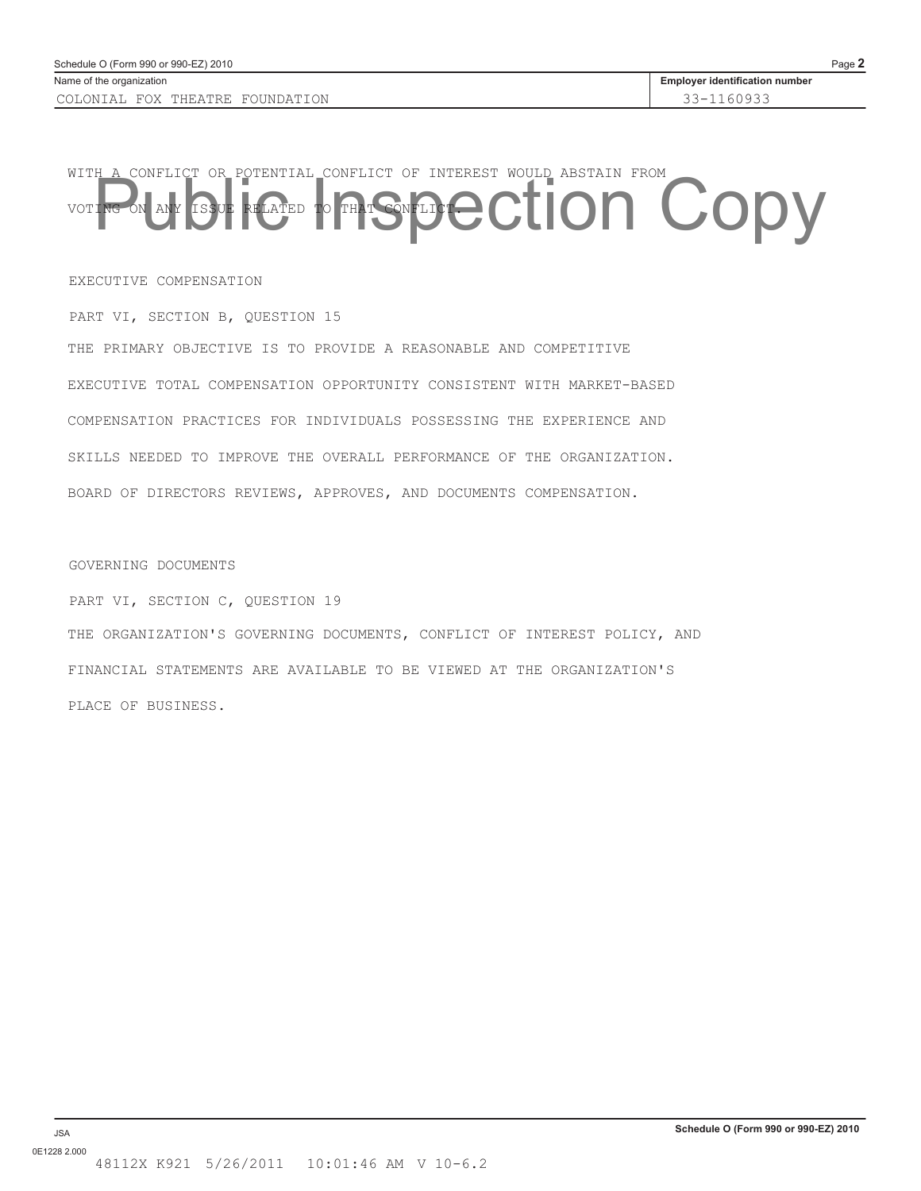Name of the organization: COLONIAL FOX THEATRE FOUNDATION

Employer identification number: 33-1160933

WITH A CONFLICT OR POTENTIAL CONFLICT OF INTEREST WOULD ABSTAIN FROM VOTING ON ANY ISSUE RELATED TO THAT CONFLICT.

EXECUTIVE COMPENSATION

PART VI, SECTION B, QUESTION 15

THE PRIMARY OBJECTIVE IS TO PROVIDE A REASONABLE AND COMPETITIVE EXECUTIVE TOTAL COMPENSATION OPPORTUNITY CONSISTENT WITH MARKET-BASED COMPENSATION PRACTICES FOR INDIVIDUALS POSSESSING THE EXPERIENCE AND SKILLS NEEDED TO IMPROVE THE OVERALL PERFORMANCE OF THE ORGANIZATION. BOARD OF DIRECTORS REVIEWS, APPROVES, AND DOCUMENTS COMPENSATION.

GOVERNING DOCUMENTS

PART VI, SECTION C, QUESTION 19

THE ORGANIZATION'S GOVERNING DOCUMENTS, CONFLICT OF INTEREST POLICY, AND FINANCIAL STATEMENTS ARE AVAILABLE TO BE VIEWED AT THE ORGANIZATION'S PLACE OF BUSINESS.